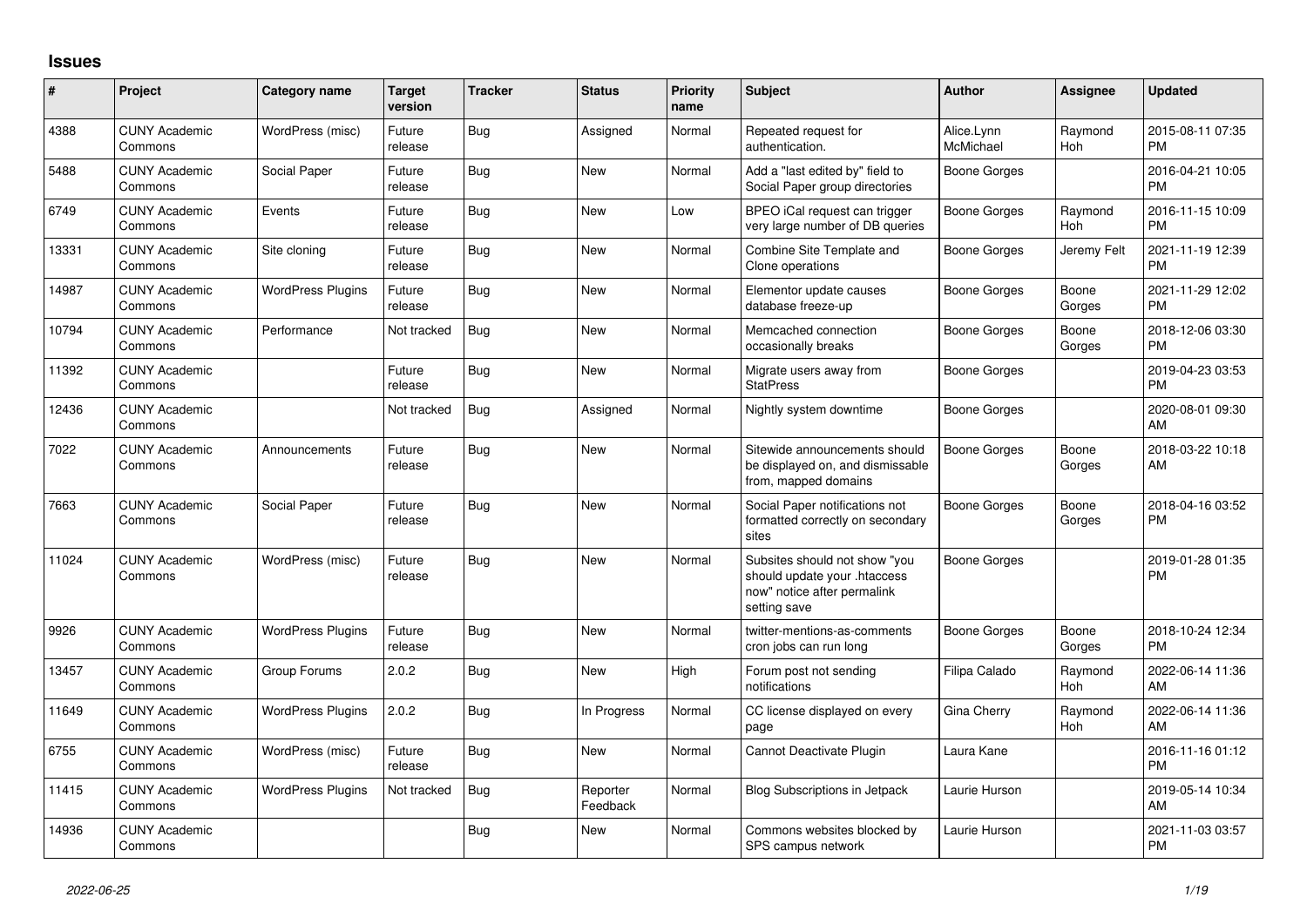## Issues

| # | Project | Category name | Target version | Tracker | Status | Priority name | Subject | Author | Assignee | Updated |
|---|---|---|---|---|---|---|---|---|---|---|
| 4388 | CUNY Academic Commons | WordPress (misc) | Future release | Bug | Assigned | Normal | Repeated request for authentication. | Alice.Lynn McMichael | Raymond Hoh | 2015-08-11 07:35 PM |
| 5488 | CUNY Academic Commons | Social Paper | Future release | Bug | New | Normal | Add a "last edited by" field to Social Paper group directories | Boone Gorges | | 2016-04-21 10:05 PM |
| 6749 | CUNY Academic Commons | Events | Future release | Bug | New | Low | BPEO iCal request can trigger very large number of DB queries | Boone Gorges | Raymond Hoh | 2016-11-15 10:09 PM |
| 13331 | CUNY Academic Commons | Site cloning | Future release | Bug | New | Normal | Combine Site Template and Clone operations | Boone Gorges | Jeremy Felt | 2021-11-19 12:39 PM |
| 14987 | CUNY Academic Commons | WordPress Plugins | Future release | Bug | New | Normal | Elementor update causes database freeze-up | Boone Gorges | Boone Gorges | 2021-11-29 12:02 PM |
| 10794 | CUNY Academic Commons | Performance | Not tracked | Bug | New | Normal | Memcached connection occasionally breaks | Boone Gorges | Boone Gorges | 2018-12-06 03:30 PM |
| 11392 | CUNY Academic Commons | | Future release | Bug | New | Normal | Migrate users away from StatPress | Boone Gorges | | 2019-04-23 03:53 PM |
| 12436 | CUNY Academic Commons | | Not tracked | Bug | Assigned | Normal | Nightly system downtime | Boone Gorges | | 2020-08-01 09:30 AM |
| 7022 | CUNY Academic Commons | Announcements | Future release | Bug | New | Normal | Sitewide announcements should be displayed on, and dismissable from, mapped domains | Boone Gorges | Boone Gorges | 2018-03-22 10:18 AM |
| 7663 | CUNY Academic Commons | Social Paper | Future release | Bug | New | Normal | Social Paper notifications not formatted correctly on secondary sites | Boone Gorges | Boone Gorges | 2018-04-16 03:52 PM |
| 11024 | CUNY Academic Commons | WordPress (misc) | Future release | Bug | New | Normal | Subsites should not show "you should update your .htaccess now" notice after permalink setting save | Boone Gorges | | 2019-01-28 01:35 PM |
| 9926 | CUNY Academic Commons | WordPress Plugins | Future release | Bug | New | Normal | twitter-mentions-as-comments cron jobs can run long | Boone Gorges | Boone Gorges | 2018-10-24 12:34 PM |
| 13457 | CUNY Academic Commons | Group Forums | 2.0.2 | Bug | New | High | Forum post not sending notifications | Filipa Calado | Raymond Hoh | 2022-06-14 11:36 AM |
| 11649 | CUNY Academic Commons | WordPress Plugins | 2.0.2 | Bug | In Progress | Normal | CC license displayed on every page | Gina Cherry | Raymond Hoh | 2022-06-14 11:36 AM |
| 6755 | CUNY Academic Commons | WordPress (misc) | Future release | Bug | New | Normal | Cannot Deactivate Plugin | Laura Kane | | 2016-11-16 01:12 PM |
| 11415 | CUNY Academic Commons | WordPress Plugins | Not tracked | Bug | Reporter Feedback | Normal | Blog Subscriptions in Jetpack | Laurie Hurson | | 2019-05-14 10:34 AM |
| 14936 | CUNY Academic Commons | | | Bug | New | Normal | Commons websites blocked by SPS campus network | Laurie Hurson | | 2021-11-03 03:57 PM |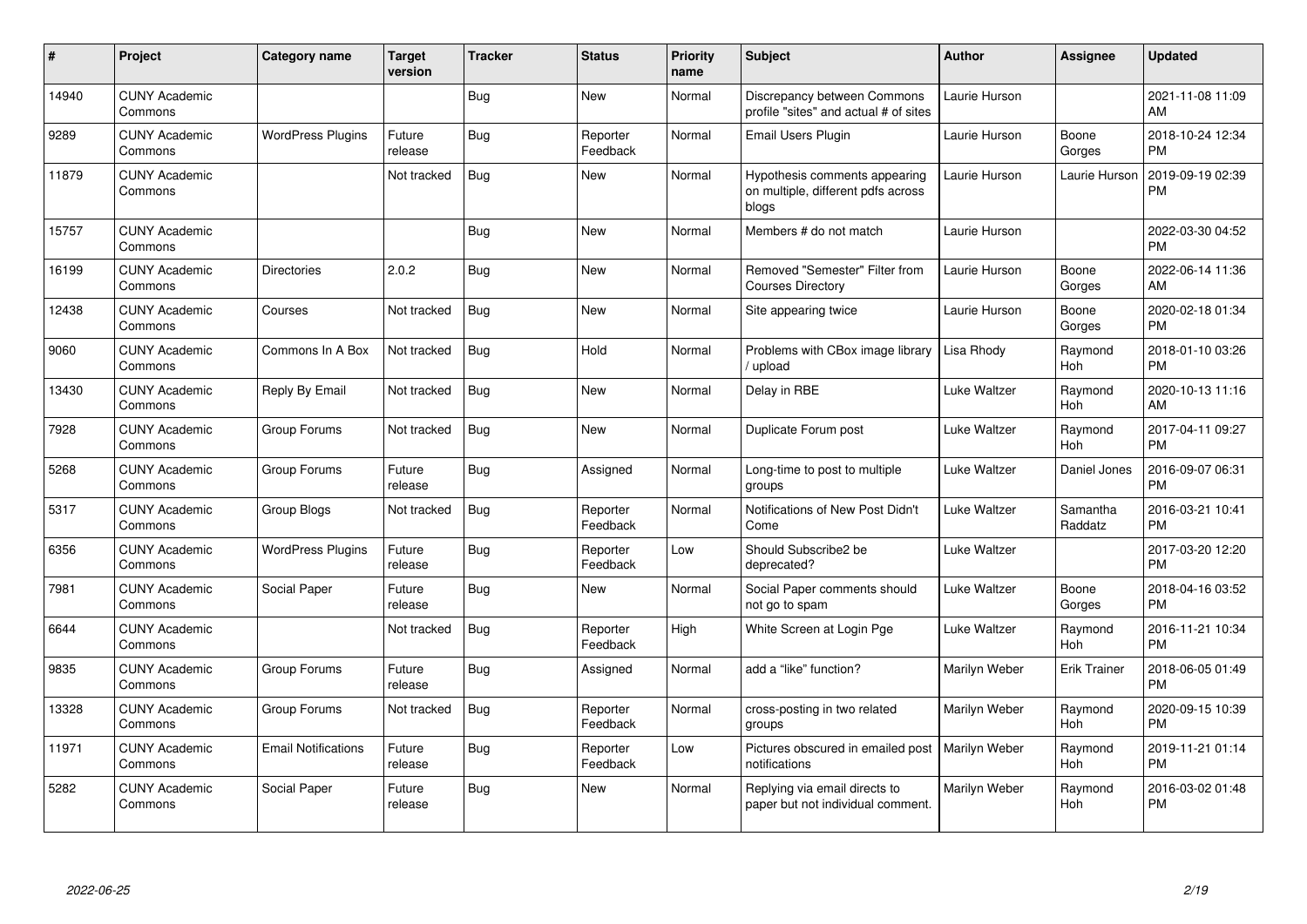| # | Project | Category name | Target version | Tracker | Status | Priority name | Subject | Author | Assignee | Updated |
|---|---|---|---|---|---|---|---|---|---|---|
| 14940 | CUNY Academic Commons | | | Bug | New | Normal | Discrepancy between Commons profile "sites" and actual # of sites | Laurie Hurson | | 2021-11-08 11:09 AM |
| 9289 | CUNY Academic Commons | WordPress Plugins | Future release | Bug | Reporter Feedback | Normal | Email Users Plugin | Laurie Hurson | Boone Gorges | 2018-10-24 12:34 PM |
| 11879 | CUNY Academic Commons | | Not tracked | Bug | New | Normal | Hypothesis comments appearing on multiple, different pdfs across blogs | Laurie Hurson | Laurie Hurson | 2019-09-19 02:39 PM |
| 15757 | CUNY Academic Commons | | | Bug | New | Normal | Members # do not match | Laurie Hurson | | 2022-03-30 04:52 PM |
| 16199 | CUNY Academic Commons | Directories | 2.0.2 | Bug | New | Normal | Removed "Semester" Filter from Courses Directory | Laurie Hurson | Boone Gorges | 2022-06-14 11:36 AM |
| 12438 | CUNY Academic Commons | Courses | Not tracked | Bug | New | Normal | Site appearing twice | Laurie Hurson | Boone Gorges | 2020-02-18 01:34 PM |
| 9060 | CUNY Academic Commons | Commons In A Box | Not tracked | Bug | Hold | Normal | Problems with CBox image library / upload | Lisa Rhody | Raymond Hoh | 2018-01-10 03:26 PM |
| 13430 | CUNY Academic Commons | Reply By Email | Not tracked | Bug | New | Normal | Delay in RBE | Luke Waltzer | Raymond Hoh | 2020-10-13 11:16 AM |
| 7928 | CUNY Academic Commons | Group Forums | Not tracked | Bug | New | Normal | Duplicate Forum post | Luke Waltzer | Raymond Hoh | 2017-04-11 09:27 PM |
| 5268 | CUNY Academic Commons | Group Forums | Future release | Bug | Assigned | Normal | Long-time to post to multiple groups | Luke Waltzer | Daniel Jones | 2016-09-07 06:31 PM |
| 5317 | CUNY Academic Commons | Group Blogs | Not tracked | Bug | Reporter Feedback | Normal | Notifications of New Post Didn't Come | Luke Waltzer | Samantha Raddatz | 2016-03-21 10:41 PM |
| 6356 | CUNY Academic Commons | WordPress Plugins | Future release | Bug | Reporter Feedback | Low | Should Subscribe2 be deprecated? | Luke Waltzer | | 2017-03-20 12:20 PM |
| 7981 | CUNY Academic Commons | Social Paper | Future release | Bug | New | Normal | Social Paper comments should not go to spam | Luke Waltzer | Boone Gorges | 2018-04-16 03:52 PM |
| 6644 | CUNY Academic Commons | | Not tracked | Bug | Reporter Feedback | High | White Screen at Login Pge | Luke Waltzer | Raymond Hoh | 2016-11-21 10:34 PM |
| 9835 | CUNY Academic Commons | Group Forums | Future release | Bug | Assigned | Normal | add a "like" function? | Marilyn Weber | Erik Trainer | 2018-06-05 01:49 PM |
| 13328 | CUNY Academic Commons | Group Forums | Not tracked | Bug | Reporter Feedback | Normal | cross-posting in two related groups | Marilyn Weber | Raymond Hoh | 2020-09-15 10:39 PM |
| 11971 | CUNY Academic Commons | Email Notifications | Future release | Bug | Reporter Feedback | Low | Pictures obscured in emailed post notifications | Marilyn Weber | Raymond Hoh | 2019-11-21 01:14 PM |
| 5282 | CUNY Academic Commons | Social Paper | Future release | Bug | New | Normal | Replying via email directs to paper but not individual comment. | Marilyn Weber | Raymond Hoh | 2016-03-02 01:48 PM |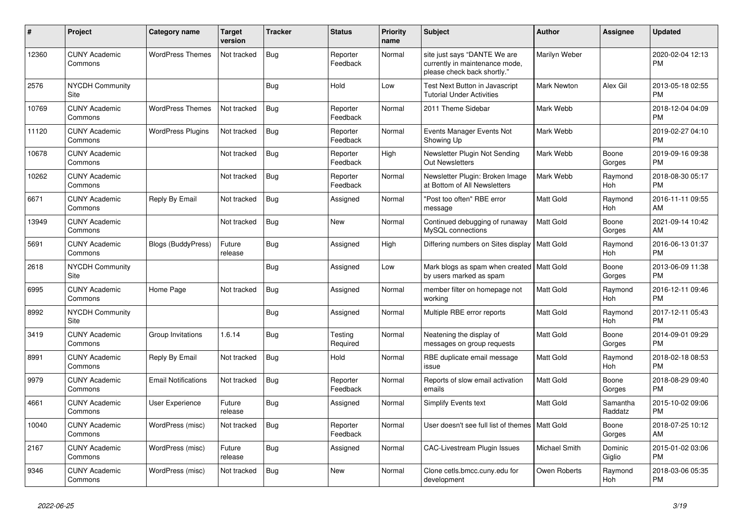| # | Project | Category name | Target version | Tracker | Status | Priority name | Subject | Author | Assignee | Updated |
|---|---|---|---|---|---|---|---|---|---|---|
| 12360 | CUNY Academic Commons | WordPress Themes | Not tracked | Bug | Reporter Feedback | Normal | site just says "DANTE We are currently in maintenance mode, please check back shortly." | Marilyn Weber | | 2020-02-04 12:13 PM |
| 2576 | NYCDH Community Site | | | Bug | Hold | Low | Test Next Button in Javascript Tutorial Under Activities | Mark Newton | Alex Gil | 2013-05-18 02:55 PM |
| 10769 | CUNY Academic Commons | WordPress Themes | Not tracked | Bug | Reporter Feedback | Normal | 2011 Theme Sidebar | Mark Webb | | 2018-12-04 04:09 PM |
| 11120 | CUNY Academic Commons | WordPress Plugins | Not tracked | Bug | Reporter Feedback | Normal | Events Manager Events Not Showing Up | Mark Webb | | 2019-02-27 04:10 PM |
| 10678 | CUNY Academic Commons | | Not tracked | Bug | Reporter Feedback | High | Newsletter Plugin Not Sending Out Newsletters | Mark Webb | Boone Gorges | 2019-09-16 09:38 PM |
| 10262 | CUNY Academic Commons | | Not tracked | Bug | Reporter Feedback | Normal | Newsletter Plugin: Broken Image at Bottom of All Newsletters | Mark Webb | Raymond Hoh | 2018-08-30 05:17 PM |
| 6671 | CUNY Academic Commons | Reply By Email | Not tracked | Bug | Assigned | Normal | "Post too often" RBE error message | Matt Gold | Raymond Hoh | 2016-11-11 09:55 AM |
| 13949 | CUNY Academic Commons | | Not tracked | Bug | New | Normal | Continued debugging of runaway MySQL connections | Matt Gold | Boone Gorges | 2021-09-14 10:42 AM |
| 5691 | CUNY Academic Commons | Blogs (BuddyPress) | Future release | Bug | Assigned | High | Differing numbers on Sites display | Matt Gold | Raymond Hoh | 2016-06-13 01:37 PM |
| 2618 | NYCDH Community Site | | | Bug | Assigned | Low | Mark blogs as spam when created by users marked as spam | Matt Gold | Boone Gorges | 2013-06-09 11:38 PM |
| 6995 | CUNY Academic Commons | Home Page | Not tracked | Bug | Assigned | Normal | member filter on homepage not working | Matt Gold | Raymond Hoh | 2016-12-11 09:46 PM |
| 8992 | NYCDH Community Site | | | Bug | Assigned | Normal | Multiple RBE error reports | Matt Gold | Raymond Hoh | 2017-12-11 05:43 PM |
| 3419 | CUNY Academic Commons | Group Invitations | 1.6.14 | Bug | Testing Required | Normal | Neatening the display of messages on group requests | Matt Gold | Boone Gorges | 2014-09-01 09:29 PM |
| 8991 | CUNY Academic Commons | Reply By Email | Not tracked | Bug | Hold | Normal | RBE duplicate email message issue | Matt Gold | Raymond Hoh | 2018-02-18 08:53 PM |
| 9979 | CUNY Academic Commons | Email Notifications | Not tracked | Bug | Reporter Feedback | Normal | Reports of slow email activation emails | Matt Gold | Boone Gorges | 2018-08-29 09:40 PM |
| 4661 | CUNY Academic Commons | User Experience | Future release | Bug | Assigned | Normal | Simplify Events text | Matt Gold | Samantha Raddatz | 2015-10-02 09:06 PM |
| 10040 | CUNY Academic Commons | WordPress (misc) | Not tracked | Bug | Reporter Feedback | Normal | User doesn't see full list of themes | Matt Gold | Boone Gorges | 2018-07-25 10:12 AM |
| 2167 | CUNY Academic Commons | WordPress (misc) | Future release | Bug | Assigned | Normal | CAC-Livestream Plugin Issues | Michael Smith | Dominic Giglio | 2015-01-02 03:06 PM |
| 9346 | CUNY Academic Commons | WordPress (misc) | Not tracked | Bug | New | Normal | Clone cetls.bmcc.cuny.edu for development | Owen Roberts | Raymond Hoh | 2018-03-06 05:35 PM |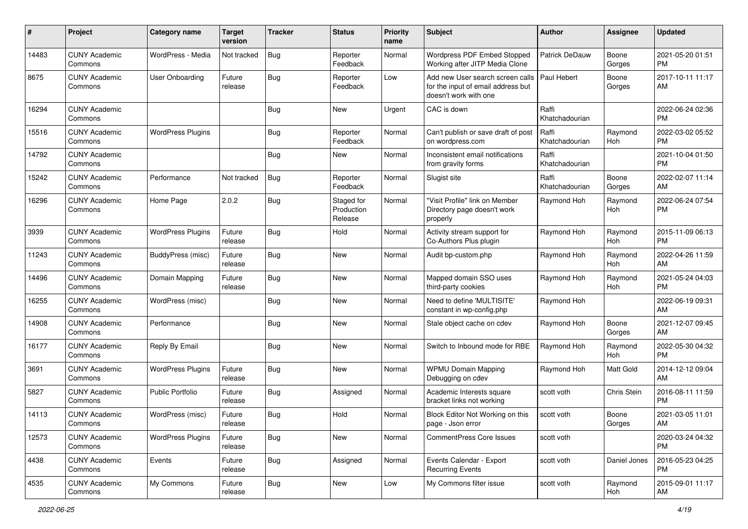| # | Project | Category name | Target version | Tracker | Status | Priority name | Subject | Author | Assignee | Updated |
|---|---|---|---|---|---|---|---|---|---|---|
| 14483 | CUNY Academic Commons | WordPress - Media | Not tracked | Bug | Reporter Feedback | Normal | Wordpress PDF Embed Stopped Working after JITP Media Clone | Patrick DeDauw | Boone Gorges | 2021-05-20 01:51 PM |
| 8675 | CUNY Academic Commons | User Onboarding | Future release | Bug | Reporter Feedback | Low | Add new User search screen calls for the input of email address but doesn't work with one | Paul Hebert | Boone Gorges | 2017-10-11 11:17 AM |
| 16294 | CUNY Academic Commons | | | Bug | New | Urgent | CAC is down | Raffi Khatchadourian | | 2022-06-24 02:36 PM |
| 15516 | CUNY Academic Commons | WordPress Plugins | | Bug | Reporter Feedback | Normal | Can't publish or save draft of post on wordpress.com | Raffi Khatchadourian | Raymond Hoh | 2022-03-02 05:52 PM |
| 14792 | CUNY Academic Commons | | | Bug | New | Normal | Inconsistent email notifications from gravity forms | Raffi Khatchadourian | | 2021-10-04 01:50 PM |
| 15242 | CUNY Academic Commons | Performance | Not tracked | Bug | Reporter Feedback | Normal | Slugist site | Raffi Khatchadourian | Boone Gorges | 2022-02-07 11:14 AM |
| 16296 | CUNY Academic Commons | Home Page | 2.0.2 | Bug | Staged for Production Release | Normal | "Visit Profile" link on Member Directory page doesn't work properly | Raymond Hoh | Raymond Hoh | 2022-06-24 07:54 PM |
| 3939 | CUNY Academic Commons | WordPress Plugins | Future release | Bug | Hold | Normal | Activity stream support for Co-Authors Plus plugin | Raymond Hoh | Raymond Hoh | 2015-11-09 06:13 PM |
| 11243 | CUNY Academic Commons | BuddyPress (misc) | Future release | Bug | New | Normal | Audit bp-custom.php | Raymond Hoh | Raymond Hoh | 2022-04-26 11:59 AM |
| 14496 | CUNY Academic Commons | Domain Mapping | Future release | Bug | New | Normal | Mapped domain SSO uses third-party cookies | Raymond Hoh | Raymond Hoh | 2021-05-24 04:03 PM |
| 16255 | CUNY Academic Commons | WordPress (misc) | | Bug | New | Normal | Need to define 'MULTISITE' constant in wp-config.php | Raymond Hoh | | 2022-06-19 09:31 AM |
| 14908 | CUNY Academic Commons | Performance | | Bug | New | Normal | Stale object cache on cdev | Raymond Hoh | Boone Gorges | 2021-12-07 09:45 AM |
| 16177 | CUNY Academic Commons | Reply By Email | | Bug | New | Normal | Switch to Inbound mode for RBE | Raymond Hoh | Raymond Hoh | 2022-05-30 04:32 PM |
| 3691 | CUNY Academic Commons | WordPress Plugins | Future release | Bug | New | Normal | WPMU Domain Mapping Debugging on cdev | Raymond Hoh | Matt Gold | 2014-12-12 09:04 AM |
| 5827 | CUNY Academic Commons | Public Portfolio | Future release | Bug | Assigned | Normal | Academic Interests square bracket links not working | scott voth | Chris Stein | 2016-08-11 11:59 PM |
| 14113 | CUNY Academic Commons | WordPress (misc) | Future release | Bug | Hold | Normal | Block Editor Not Working on this page - Json error | scott voth | Boone Gorges | 2021-03-05 11:01 AM |
| 12573 | CUNY Academic Commons | WordPress Plugins | Future release | Bug | New | Normal | CommentPress Core Issues | scott voth | | 2020-03-24 04:32 PM |
| 4438 | CUNY Academic Commons | Events | Future release | Bug | Assigned | Normal | Events Calendar - Export Recurring Events | scott voth | Daniel Jones | 2016-05-23 04:25 PM |
| 4535 | CUNY Academic Commons | My Commons | Future release | Bug | New | Low | My Commons filter issue | scott voth | Raymond Hoh | 2015-09-01 11:17 AM |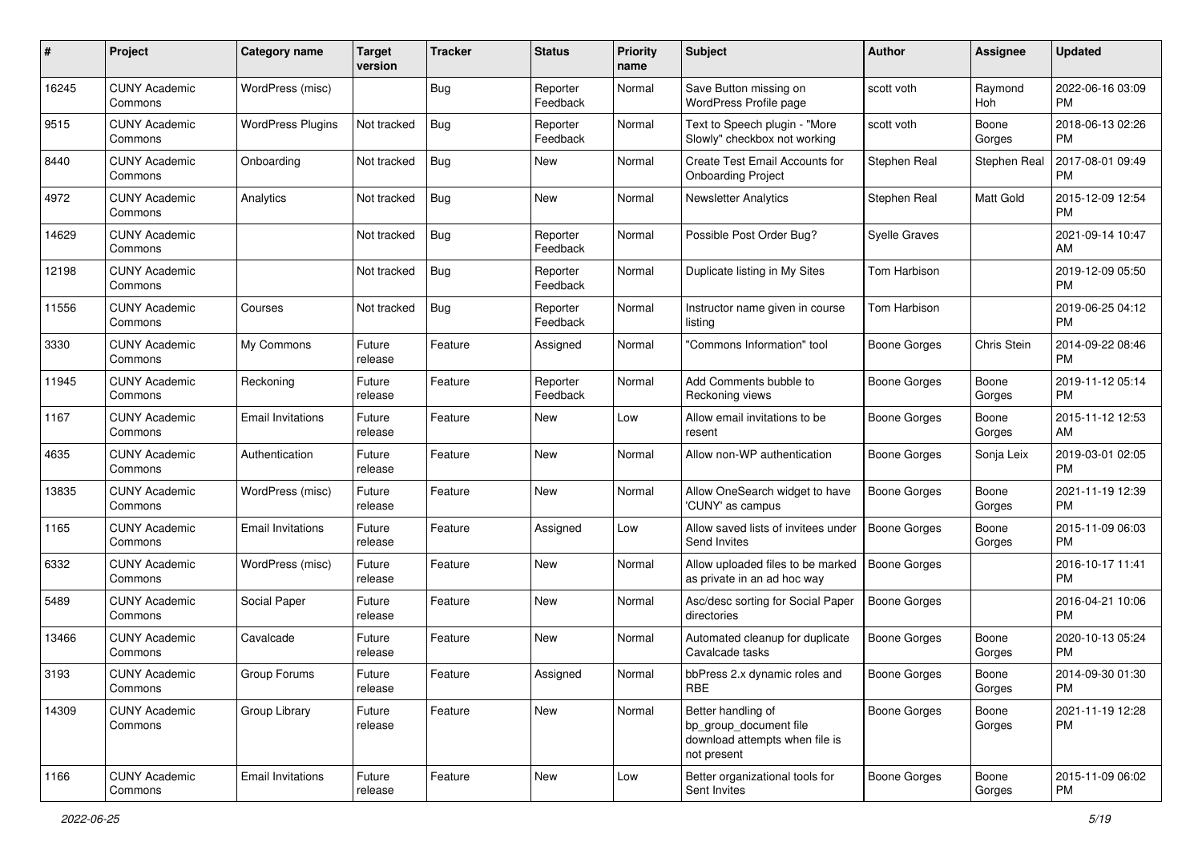| # | Project | Category name | Target version | Tracker | Status | Priority name | Subject | Author | Assignee | Updated |
|---|---|---|---|---|---|---|---|---|---|---|
| 16245 | CUNY Academic Commons | WordPress (misc) | | Bug | Reporter Feedback | Normal | Save Button missing on WordPress Profile page | scott voth | Raymond Hoh | 2022-06-16 03:09 PM |
| 9515 | CUNY Academic Commons | WordPress Plugins | Not tracked | Bug | Reporter Feedback | Normal | Text to Speech plugin - "More Slowly" checkbox not working | scott voth | Boone Gorges | 2018-06-13 02:26 PM |
| 8440 | CUNY Academic Commons | Onboarding | Not tracked | Bug | New | Normal | Create Test Email Accounts for Onboarding Project | Stephen Real | Stephen Real | 2017-08-01 09:49 PM |
| 4972 | CUNY Academic Commons | Analytics | Not tracked | Bug | New | Normal | Newsletter Analytics | Stephen Real | Matt Gold | 2015-12-09 12:54 PM |
| 14629 | CUNY Academic Commons | | Not tracked | Bug | Reporter Feedback | Normal | Possible Post Order Bug? | Syelle Graves | | 2021-09-14 10:47 AM |
| 12198 | CUNY Academic Commons | | Not tracked | Bug | Reporter Feedback | Normal | Duplicate listing in My Sites | Tom Harbison | | 2019-12-09 05:50 PM |
| 11556 | CUNY Academic Commons | Courses | Not tracked | Bug | Reporter Feedback | Normal | Instructor name given in course listing | Tom Harbison | | 2019-06-25 04:12 PM |
| 3330 | CUNY Academic Commons | My Commons | Future release | Feature | Assigned | Normal | "Commons Information" tool | Boone Gorges | Chris Stein | 2014-09-22 08:46 PM |
| 11945 | CUNY Academic Commons | Reckoning | Future release | Feature | Reporter Feedback | Normal | Add Comments bubble to Reckoning views | Boone Gorges | Boone Gorges | 2019-11-12 05:14 PM |
| 1167 | CUNY Academic Commons | Email Invitations | Future release | Feature | New | Low | Allow email invitations to be resent | Boone Gorges | Boone Gorges | 2015-11-12 12:53 AM |
| 4635 | CUNY Academic Commons | Authentication | Future release | Feature | New | Normal | Allow non-WP authentication | Boone Gorges | Sonja Leix | 2019-03-01 02:05 PM |
| 13835 | CUNY Academic Commons | WordPress (misc) | Future release | Feature | New | Normal | Allow OneSearch widget to have 'CUNY' as campus | Boone Gorges | Boone Gorges | 2021-11-19 12:39 PM |
| 1165 | CUNY Academic Commons | Email Invitations | Future release | Feature | Assigned | Low | Allow saved lists of invitees under Send Invites | Boone Gorges | Boone Gorges | 2015-11-09 06:03 PM |
| 6332 | CUNY Academic Commons | WordPress (misc) | Future release | Feature | New | Normal | Allow uploaded files to be marked as private in an ad hoc way | Boone Gorges | | 2016-10-17 11:41 PM |
| 5489 | CUNY Academic Commons | Social Paper | Future release | Feature | New | Normal | Asc/desc sorting for Social Paper directories | Boone Gorges | | 2016-04-21 10:06 PM |
| 13466 | CUNY Academic Commons | Cavalcade | Future release | Feature | New | Normal | Automated cleanup for duplicate Cavalcade tasks | Boone Gorges | Boone Gorges | 2020-10-13 05:24 PM |
| 3193 | CUNY Academic Commons | Group Forums | Future release | Feature | Assigned | Normal | bbPress 2.x dynamic roles and RBE | Boone Gorges | Boone Gorges | 2014-09-30 01:30 PM |
| 14309 | CUNY Academic Commons | Group Library | Future release | Feature | New | Normal | Better handling of bp_group_document file download attempts when file is not present | Boone Gorges | Boone Gorges | 2021-11-19 12:28 PM |
| 1166 | CUNY Academic Commons | Email Invitations | Future release | Feature | New | Low | Better organizational tools for Sent Invites | Boone Gorges | Boone Gorges | 2015-11-09 06:02 PM |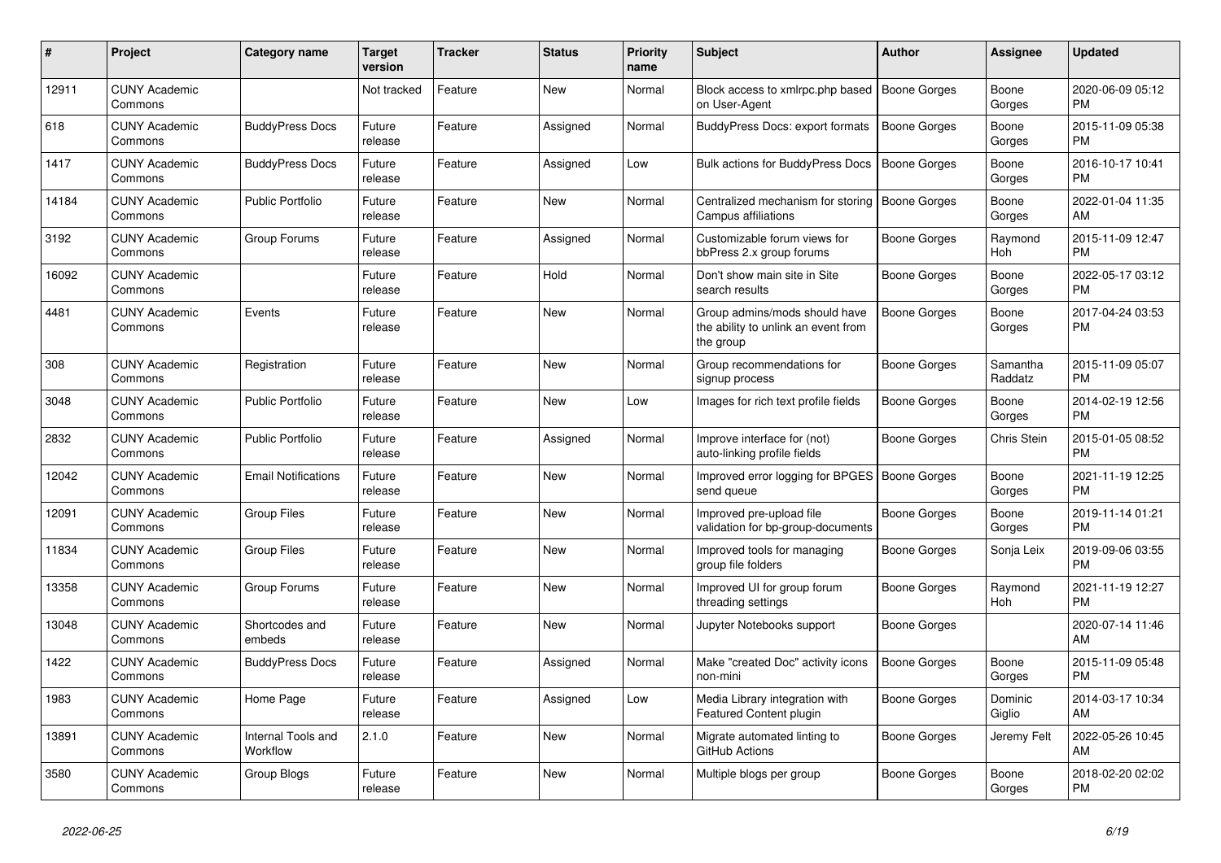| # | Project | Category name | Target version | Tracker | Status | Priority name | Subject | Author | Assignee | Updated |
|---|---|---|---|---|---|---|---|---|---|---|
| 12911 | CUNY Academic Commons | | Not tracked | Feature | New | Normal | Block access to xmlrpc.php based on User-Agent | Boone Gorges | Boone Gorges | 2020-06-09 05:12 PM |
| 618 | CUNY Academic Commons | BuddyPress Docs | Future release | Feature | Assigned | Normal | BuddyPress Docs: export formats | Boone Gorges | Boone Gorges | 2015-11-09 05:38 PM |
| 1417 | CUNY Academic Commons | BuddyPress Docs | Future release | Feature | Assigned | Low | Bulk actions for BuddyPress Docs | Boone Gorges | Boone Gorges | 2016-10-17 10:41 PM |
| 14184 | CUNY Academic Commons | Public Portfolio | Future release | Feature | New | Normal | Centralized mechanism for storing Campus affiliations | Boone Gorges | Boone Gorges | 2022-01-04 11:35 AM |
| 3192 | CUNY Academic Commons | Group Forums | Future release | Feature | Assigned | Normal | Customizable forum views for bbPress 2.x group forums | Boone Gorges | Raymond Hoh | 2015-11-09 12:47 PM |
| 16092 | CUNY Academic Commons | | Future release | Feature | Hold | Normal | Don't show main site in Site search results | Boone Gorges | Boone Gorges | 2022-05-17 03:12 PM |
| 4481 | CUNY Academic Commons | Events | Future release | Feature | New | Normal | Group admins/mods should have the ability to unlink an event from the group | Boone Gorges | Boone Gorges | 2017-04-24 03:53 PM |
| 308 | CUNY Academic Commons | Registration | Future release | Feature | New | Normal | Group recommendations for signup process | Boone Gorges | Samantha Raddatz | 2015-11-09 05:07 PM |
| 3048 | CUNY Academic Commons | Public Portfolio | Future release | Feature | New | Low | Images for rich text profile fields | Boone Gorges | Boone Gorges | 2014-02-19 12:56 PM |
| 2832 | CUNY Academic Commons | Public Portfolio | Future release | Feature | Assigned | Normal | Improve interface for (not) auto-linking profile fields | Boone Gorges | Chris Stein | 2015-01-05 08:52 PM |
| 12042 | CUNY Academic Commons | Email Notifications | Future release | Feature | New | Normal | Improved error logging for BPGES send queue | Boone Gorges | Boone Gorges | 2021-11-19 12:25 PM |
| 12091 | CUNY Academic Commons | Group Files | Future release | Feature | New | Normal | Improved pre-upload file validation for bp-group-documents | Boone Gorges | Boone Gorges | 2019-11-14 01:21 PM |
| 11834 | CUNY Academic Commons | Group Files | Future release | Feature | New | Normal | Improved tools for managing group file folders | Boone Gorges | Sonja Leix | 2019-09-06 03:55 PM |
| 13358 | CUNY Academic Commons | Group Forums | Future release | Feature | New | Normal | Improved UI for group forum threading settings | Boone Gorges | Raymond Hoh | 2021-11-19 12:27 PM |
| 13048 | CUNY Academic Commons | Shortcodes and embeds | Future release | Feature | New | Normal | Jupyter Notebooks support | Boone Gorges | | 2020-07-14 11:46 AM |
| 1422 | CUNY Academic Commons | BuddyPress Docs | Future release | Feature | Assigned | Normal | Make "created Doc" activity icons non-mini | Boone Gorges | Boone Gorges | 2015-11-09 05:48 PM |
| 1983 | CUNY Academic Commons | Home Page | Future release | Feature | Assigned | Low | Media Library integration with Featured Content plugin | Boone Gorges | Dominic Giglio | 2014-03-17 10:34 AM |
| 13891 | CUNY Academic Commons | Internal Tools and Workflow | 2.1.0 | Feature | New | Normal | Migrate automated linting to GitHub Actions | Boone Gorges | Jeremy Felt | 2022-05-26 10:45 AM |
| 3580 | CUNY Academic Commons | Group Blogs | Future release | Feature | New | Normal | Multiple blogs per group | Boone Gorges | Boone Gorges | 2018-02-20 02:02 PM |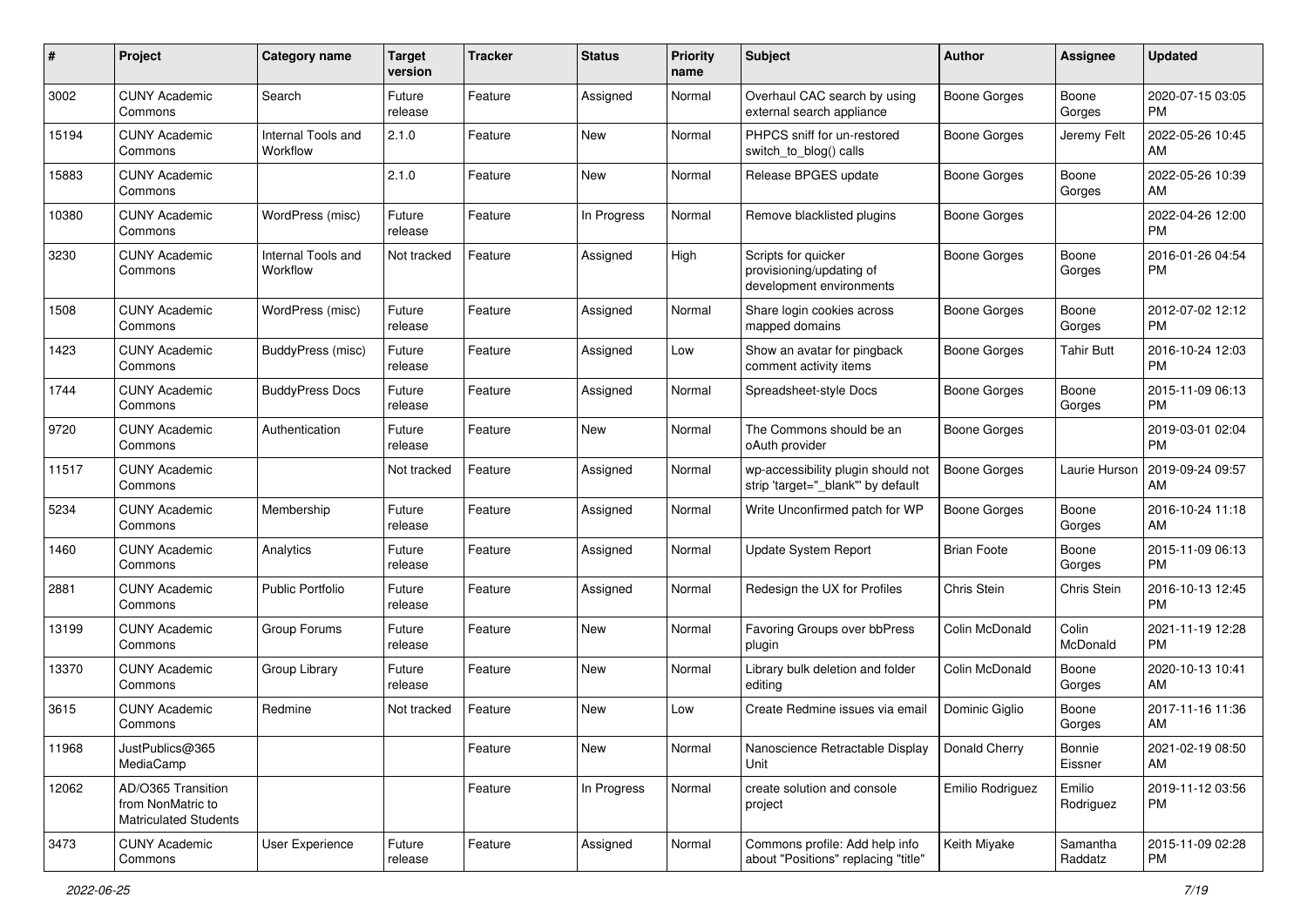| # | Project | Category name | Target version | Tracker | Status | Priority name | Subject | Author | Assignee | Updated |
|---|---|---|---|---|---|---|---|---|---|---|
| 3002 | CUNY Academic Commons | Search | Future release | Feature | Assigned | Normal | Overhaul CAC search by using external search appliance | Boone Gorges | Boone Gorges | 2020-07-15 03:05 PM |
| 15194 | CUNY Academic Commons | Internal Tools and Workflow | 2.1.0 | Feature | New | Normal | PHPCS sniff for un-restored switch_to_blog() calls | Boone Gorges | Jeremy Felt | 2022-05-26 10:45 AM |
| 15883 | CUNY Academic Commons | | 2.1.0 | Feature | New | Normal | Release BPGES update | Boone Gorges | Boone Gorges | 2022-05-26 10:39 AM |
| 10380 | CUNY Academic Commons | WordPress (misc) | Future release | Feature | In Progress | Normal | Remove blacklisted plugins | Boone Gorges | | 2022-04-26 12:00 PM |
| 3230 | CUNY Academic Commons | Internal Tools and Workflow | Not tracked | Feature | Assigned | High | Scripts for quicker provisioning/updating of development environments | Boone Gorges | Boone Gorges | 2016-01-26 04:54 PM |
| 1508 | CUNY Academic Commons | WordPress (misc) | Future release | Feature | Assigned | Normal | Share login cookies across mapped domains | Boone Gorges | Boone Gorges | 2012-07-02 12:12 PM |
| 1423 | CUNY Academic Commons | BuddyPress (misc) | Future release | Feature | Assigned | Low | Show an avatar for pingback comment activity items | Boone Gorges | Tahir Butt | 2016-10-24 12:03 PM |
| 1744 | CUNY Academic Commons | BuddyPress Docs | Future release | Feature | Assigned | Normal | Spreadsheet-style Docs | Boone Gorges | Boone Gorges | 2015-11-09 06:13 PM |
| 9720 | CUNY Academic Commons | Authentication | Future release | Feature | New | Normal | The Commons should be an oAuth provider | Boone Gorges | | 2019-03-01 02:04 PM |
| 11517 | CUNY Academic Commons | | Not tracked | Feature | Assigned | Normal | wp-accessibility plugin should not strip 'target="_blank"' by default | Boone Gorges | Laurie Hurson | 2019-09-24 09:57 AM |
| 5234 | CUNY Academic Commons | Membership | Future release | Feature | Assigned | Normal | Write Unconfirmed patch for WP | Boone Gorges | Boone Gorges | 2016-10-24 11:18 AM |
| 1460 | CUNY Academic Commons | Analytics | Future release | Feature | Assigned | Normal | Update System Report | Brian Foote | Boone Gorges | 2015-11-09 06:13 PM |
| 2881 | CUNY Academic Commons | Public Portfolio | Future release | Feature | Assigned | Normal | Redesign the UX for Profiles | Chris Stein | Chris Stein | 2016-10-13 12:45 PM |
| 13199 | CUNY Academic Commons | Group Forums | Future release | Feature | New | Normal | Favoring Groups over bbPress plugin | Colin McDonald | Colin McDonald | 2021-11-19 12:28 PM |
| 13370 | CUNY Academic Commons | Group Library | Future release | Feature | New | Normal | Library bulk deletion and folder editing | Colin McDonald | Boone Gorges | 2020-10-13 10:41 AM |
| 3615 | CUNY Academic Commons | Redmine | Not tracked | Feature | New | Low | Create Redmine issues via email | Dominic Giglio | Boone Gorges | 2017-11-16 11:36 AM |
| 11968 | JustPublics@365 MediaCamp | | | Feature | New | Normal | Nanoscience Retractable Display Unit | Donald Cherry | Bonnie Eissner | 2021-02-19 08:50 AM |
| 12062 | AD/O365 Transition from NonMatric to Matriculated Students | | | Feature | In Progress | Normal | create solution and console project | Emilio Rodriguez | Emilio Rodriguez | 2019-11-12 03:56 PM |
| 3473 | CUNY Academic Commons | User Experience | Future release | Feature | Assigned | Normal | Commons profile: Add help info about "Positions" replacing "title" | Keith Miyake | Samantha Raddatz | 2015-11-09 02:28 PM |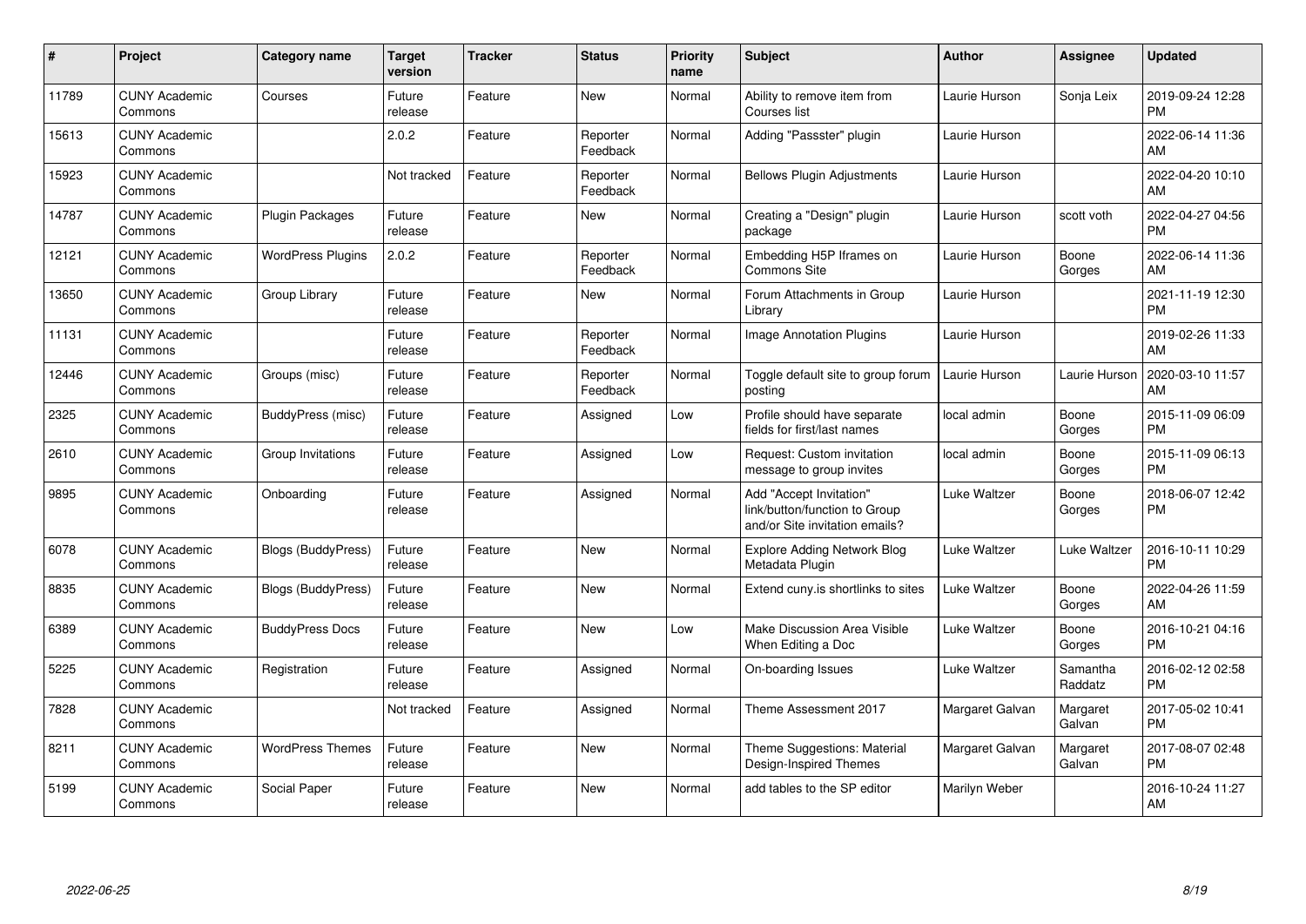| # | Project | Category name | Target version | Tracker | Status | Priority name | Subject | Author | Assignee | Updated |
|---|---|---|---|---|---|---|---|---|---|---|
| 11789 | CUNY Academic Commons | Courses | Future release | Feature | New | Normal | Ability to remove item from Courses list | Laurie Hurson | Sonja Leix | 2019-09-24 12:28 PM |
| 15613 | CUNY Academic Commons | | 2.0.2 | Feature | Reporter Feedback | Normal | Adding "Passster" plugin | Laurie Hurson | | 2022-06-14 11:36 AM |
| 15923 | CUNY Academic Commons | | Not tracked | Feature | Reporter Feedback | Normal | Bellows Plugin Adjustments | Laurie Hurson | | 2022-04-20 10:10 AM |
| 14787 | CUNY Academic Commons | Plugin Packages | Future release | Feature | New | Normal | Creating a "Design" plugin package | Laurie Hurson | scott voth | 2022-04-27 04:56 PM |
| 12121 | CUNY Academic Commons | WordPress Plugins | 2.0.2 | Feature | Reporter Feedback | Normal | Embedding H5P Iframes on Commons Site | Laurie Hurson | Boone Gorges | 2022-06-14 11:36 AM |
| 13650 | CUNY Academic Commons | Group Library | Future release | Feature | New | Normal | Forum Attachments in Group Library | Laurie Hurson | | 2021-11-19 12:30 PM |
| 11131 | CUNY Academic Commons | | Future release | Feature | Reporter Feedback | Normal | Image Annotation Plugins | Laurie Hurson | | 2019-02-26 11:33 AM |
| 12446 | CUNY Academic Commons | Groups (misc) | Future release | Feature | Reporter Feedback | Normal | Toggle default site to group forum posting | Laurie Hurson | Laurie Hurson | 2020-03-10 11:57 AM |
| 2325 | CUNY Academic Commons | BuddyPress (misc) | Future release | Feature | Assigned | Low | Profile should have separate fields for first/last names | local admin | Boone Gorges | 2015-11-09 06:09 PM |
| 2610 | CUNY Academic Commons | Group Invitations | Future release | Feature | Assigned | Low | Request: Custom invitation message to group invites | local admin | Boone Gorges | 2015-11-09 06:13 PM |
| 9895 | CUNY Academic Commons | Onboarding | Future release | Feature | Assigned | Normal | Add "Accept Invitation" link/button/function to Group and/or Site invitation emails? | Luke Waltzer | Boone Gorges | 2018-06-07 12:42 PM |
| 6078 | CUNY Academic Commons | Blogs (BuddyPress) | Future release | Feature | New | Normal | Explore Adding Network Blog Metadata Plugin | Luke Waltzer | Luke Waltzer | 2016-10-11 10:29 PM |
| 8835 | CUNY Academic Commons | Blogs (BuddyPress) | Future release | Feature | New | Normal | Extend cuny.is shortlinks to sites | Luke Waltzer | Boone Gorges | 2022-04-26 11:59 AM |
| 6389 | CUNY Academic Commons | BuddyPress Docs | Future release | Feature | New | Low | Make Discussion Area Visible When Editing a Doc | Luke Waltzer | Boone Gorges | 2016-10-21 04:16 PM |
| 5225 | CUNY Academic Commons | Registration | Future release | Feature | Assigned | Normal | On-boarding Issues | Luke Waltzer | Samantha Raddatz | 2016-02-12 02:58 PM |
| 7828 | CUNY Academic Commons | | Not tracked | Feature | Assigned | Normal | Theme Assessment 2017 | Margaret Galvan | Margaret Galvan | 2017-05-02 10:41 PM |
| 8211 | CUNY Academic Commons | WordPress Themes | Future release | Feature | New | Normal | Theme Suggestions: Material Design-Inspired Themes | Margaret Galvan | Margaret Galvan | 2017-08-07 02:48 PM |
| 5199 | CUNY Academic Commons | Social Paper | Future release | Feature | New | Normal | add tables to the SP editor | Marilyn Weber | | 2016-10-24 11:27 AM |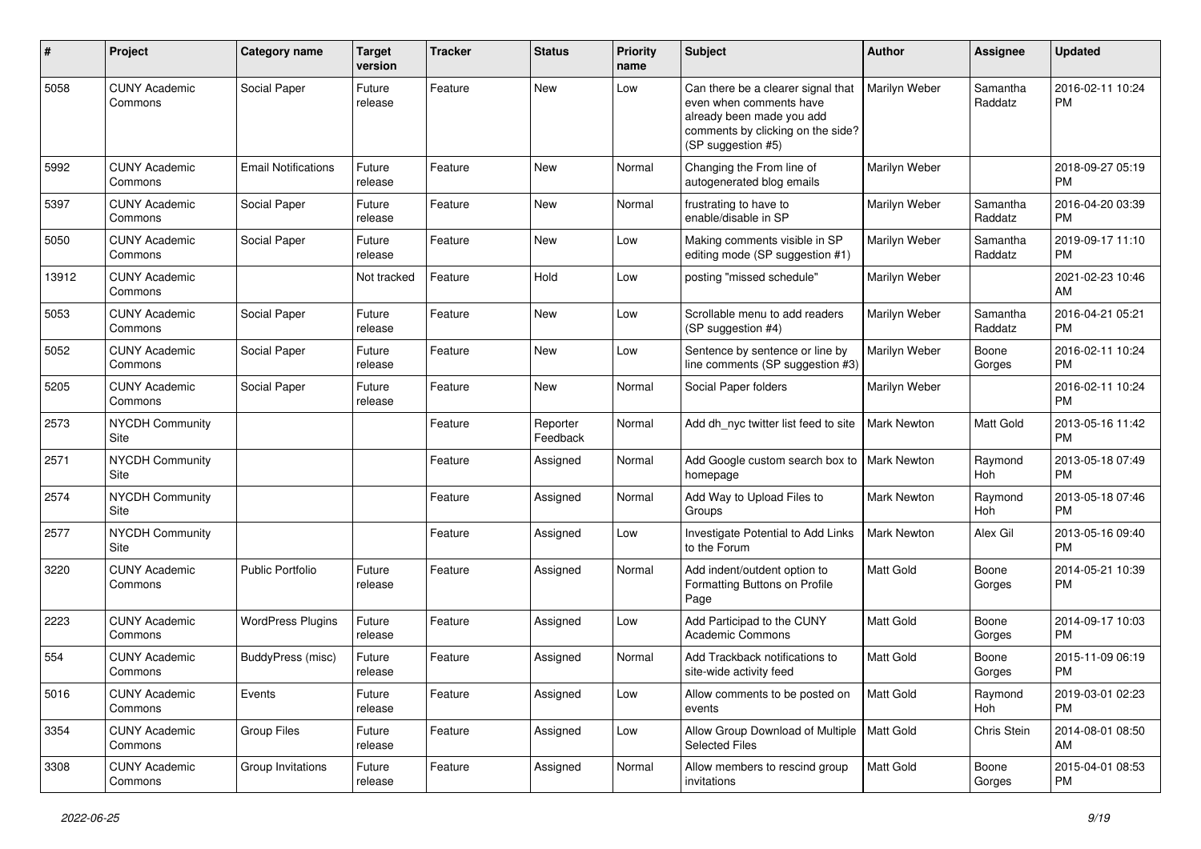| # | Project | Category name | Target version | Tracker | Status | Priority name | Subject | Author | Assignee | Updated |
|---|---|---|---|---|---|---|---|---|---|---|
| 5058 | CUNY Academic Commons | Social Paper | Future release | Feature | New | Low | Can there be a clearer signal that even when comments have already been made you add comments by clicking on the side? (SP suggestion #5) | Marilyn Weber | Samantha Raddatz | 2016-02-11 10:24 PM |
| 5992 | CUNY Academic Commons | Email Notifications | Future release | Feature | New | Normal | Changing the From line of autogenerated blog emails | Marilyn Weber | | 2018-09-27 05:19 PM |
| 5397 | CUNY Academic Commons | Social Paper | Future release | Feature | New | Normal | frustrating to have to enable/disable in SP | Marilyn Weber | Samantha Raddatz | 2016-04-20 03:39 PM |
| 5050 | CUNY Academic Commons | Social Paper | Future release | Feature | New | Low | Making comments visible in SP editing mode (SP suggestion #1) | Marilyn Weber | Samantha Raddatz | 2019-09-17 11:10 PM |
| 13912 | CUNY Academic Commons | | Not tracked | Feature | Hold | Low | posting "missed schedule" | Marilyn Weber | | 2021-02-23 10:46 AM |
| 5053 | CUNY Academic Commons | Social Paper | Future release | Feature | New | Low | Scrollable menu to add readers (SP suggestion #4) | Marilyn Weber | Samantha Raddatz | 2016-04-21 05:21 PM |
| 5052 | CUNY Academic Commons | Social Paper | Future release | Feature | New | Low | Sentence by sentence or line by line comments (SP suggestion #3) | Marilyn Weber | Boone Gorges | 2016-02-11 10:24 PM |
| 5205 | CUNY Academic Commons | Social Paper | Future release | Feature | New | Normal | Social Paper folders | Marilyn Weber | | 2016-02-11 10:24 PM |
| 2573 | NYCDH Community Site | | | Feature | Reporter Feedback | Normal | Add dh_nyc twitter list feed to site | Mark Newton | Matt Gold | 2013-05-16 11:42 PM |
| 2571 | NYCDH Community Site | | | Feature | Assigned | Normal | Add Google custom search box to homepage | Mark Newton | Raymond Hoh | 2013-05-18 07:49 PM |
| 2574 | NYCDH Community Site | | | Feature | Assigned | Normal | Add Way to Upload Files to Groups | Mark Newton | Raymond Hoh | 2013-05-18 07:46 PM |
| 2577 | NYCDH Community Site | | | Feature | Assigned | Low | Investigate Potential to Add Links to the Forum | Mark Newton | Alex Gil | 2013-05-16 09:40 PM |
| 3220 | CUNY Academic Commons | Public Portfolio | Future release | Feature | Assigned | Normal | Add indent/outdent option to Formatting Buttons on Profile Page | Matt Gold | Boone Gorges | 2014-05-21 10:39 PM |
| 2223 | CUNY Academic Commons | WordPress Plugins | Future release | Feature | Assigned | Low | Add Participad to the CUNY Academic Commons | Matt Gold | Boone Gorges | 2014-09-17 10:03 PM |
| 554 | CUNY Academic Commons | BuddyPress (misc) | Future release | Feature | Assigned | Normal | Add Trackback notifications to site-wide activity feed | Matt Gold | Boone Gorges | 2015-11-09 06:19 PM |
| 5016 | CUNY Academic Commons | Events | Future release | Feature | Assigned | Low | Allow comments to be posted on events | Matt Gold | Raymond Hoh | 2019-03-01 02:23 PM |
| 3354 | CUNY Academic Commons | Group Files | Future release | Feature | Assigned | Low | Allow Group Download of Multiple Selected Files | Matt Gold | Chris Stein | 2014-08-01 08:50 AM |
| 3308 | CUNY Academic Commons | Group Invitations | Future release | Feature | Assigned | Normal | Allow members to rescind group invitations | Matt Gold | Boone Gorges | 2015-04-01 08:53 PM |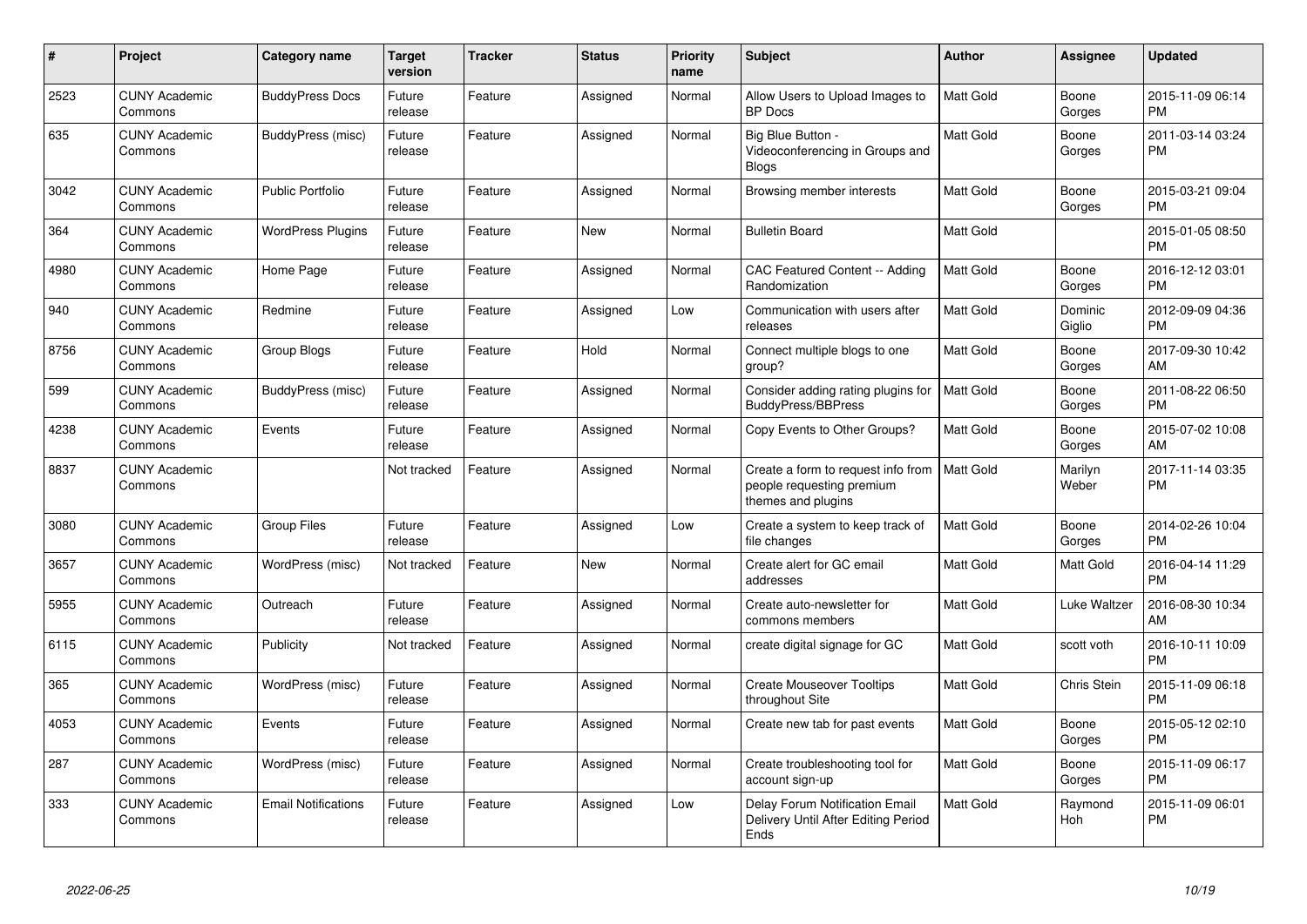| # | Project | Category name | Target version | Tracker | Status | Priority name | Subject | Author | Assignee | Updated |
|---|---|---|---|---|---|---|---|---|---|---|
| 2523 | CUNY Academic Commons | BuddyPress Docs | Future release | Feature | Assigned | Normal | Allow Users to Upload Images to BP Docs | Matt Gold | Boone Gorges | 2015-11-09 06:14 PM |
| 635 | CUNY Academic Commons | BuddyPress (misc) | Future release | Feature | Assigned | Normal | Big Blue Button - Videoconferencing in Groups and Blogs | Matt Gold | Boone Gorges | 2011-03-14 03:24 PM |
| 3042 | CUNY Academic Commons | Public Portfolio | Future release | Feature | Assigned | Normal | Browsing member interests | Matt Gold | Boone Gorges | 2015-03-21 09:04 PM |
| 364 | CUNY Academic Commons | WordPress Plugins | Future release | Feature | New | Normal | Bulletin Board | Matt Gold | | 2015-01-05 08:50 PM |
| 4980 | CUNY Academic Commons | Home Page | Future release | Feature | Assigned | Normal | CAC Featured Content -- Adding Randomization | Matt Gold | Boone Gorges | 2016-12-12 03:01 PM |
| 940 | CUNY Academic Commons | Redmine | Future release | Feature | Assigned | Low | Communication with users after releases | Matt Gold | Dominic Giglio | 2012-09-09 04:36 PM |
| 8756 | CUNY Academic Commons | Group Blogs | Future release | Feature | Hold | Normal | Connect multiple blogs to one group? | Matt Gold | Boone Gorges | 2017-09-30 10:42 AM |
| 599 | CUNY Academic Commons | BuddyPress (misc) | Future release | Feature | Assigned | Normal | Consider adding rating plugins for BuddyPress/BBPress | Matt Gold | Boone Gorges | 2011-08-22 06:50 PM |
| 4238 | CUNY Academic Commons | Events | Future release | Feature | Assigned | Normal | Copy Events to Other Groups? | Matt Gold | Boone Gorges | 2015-07-02 10:08 AM |
| 8837 | CUNY Academic Commons | | Not tracked | Feature | Assigned | Normal | Create a form to request info from people requesting premium themes and plugins | Matt Gold | Marilyn Weber | 2017-11-14 03:35 PM |
| 3080 | CUNY Academic Commons | Group Files | Future release | Feature | Assigned | Low | Create a system to keep track of file changes | Matt Gold | Boone Gorges | 2014-02-26 10:04 PM |
| 3657 | CUNY Academic Commons | WordPress (misc) | Not tracked | Feature | New | Normal | Create alert for GC email addresses | Matt Gold | Matt Gold | 2016-04-14 11:29 PM |
| 5955 | CUNY Academic Commons | Outreach | Future release | Feature | Assigned | Normal | Create auto-newsletter for commons members | Matt Gold | Luke Waltzer | 2016-08-30 10:34 AM |
| 6115 | CUNY Academic Commons | Publicity | Not tracked | Feature | Assigned | Normal | create digital signage for GC | Matt Gold | scott voth | 2016-10-11 10:09 PM |
| 365 | CUNY Academic Commons | WordPress (misc) | Future release | Feature | Assigned | Normal | Create Mouseover Tooltips throughout Site | Matt Gold | Chris Stein | 2015-11-09 06:18 PM |
| 4053 | CUNY Academic Commons | Events | Future release | Feature | Assigned | Normal | Create new tab for past events | Matt Gold | Boone Gorges | 2015-05-12 02:10 PM |
| 287 | CUNY Academic Commons | WordPress (misc) | Future release | Feature | Assigned | Normal | Create troubleshooting tool for account sign-up | Matt Gold | Boone Gorges | 2015-11-09 06:17 PM |
| 333 | CUNY Academic Commons | Email Notifications | Future release | Feature | Assigned | Low | Delay Forum Notification Email Delivery Until After Editing Period Ends | Matt Gold | Raymond Hoh | 2015-11-09 06:01 PM |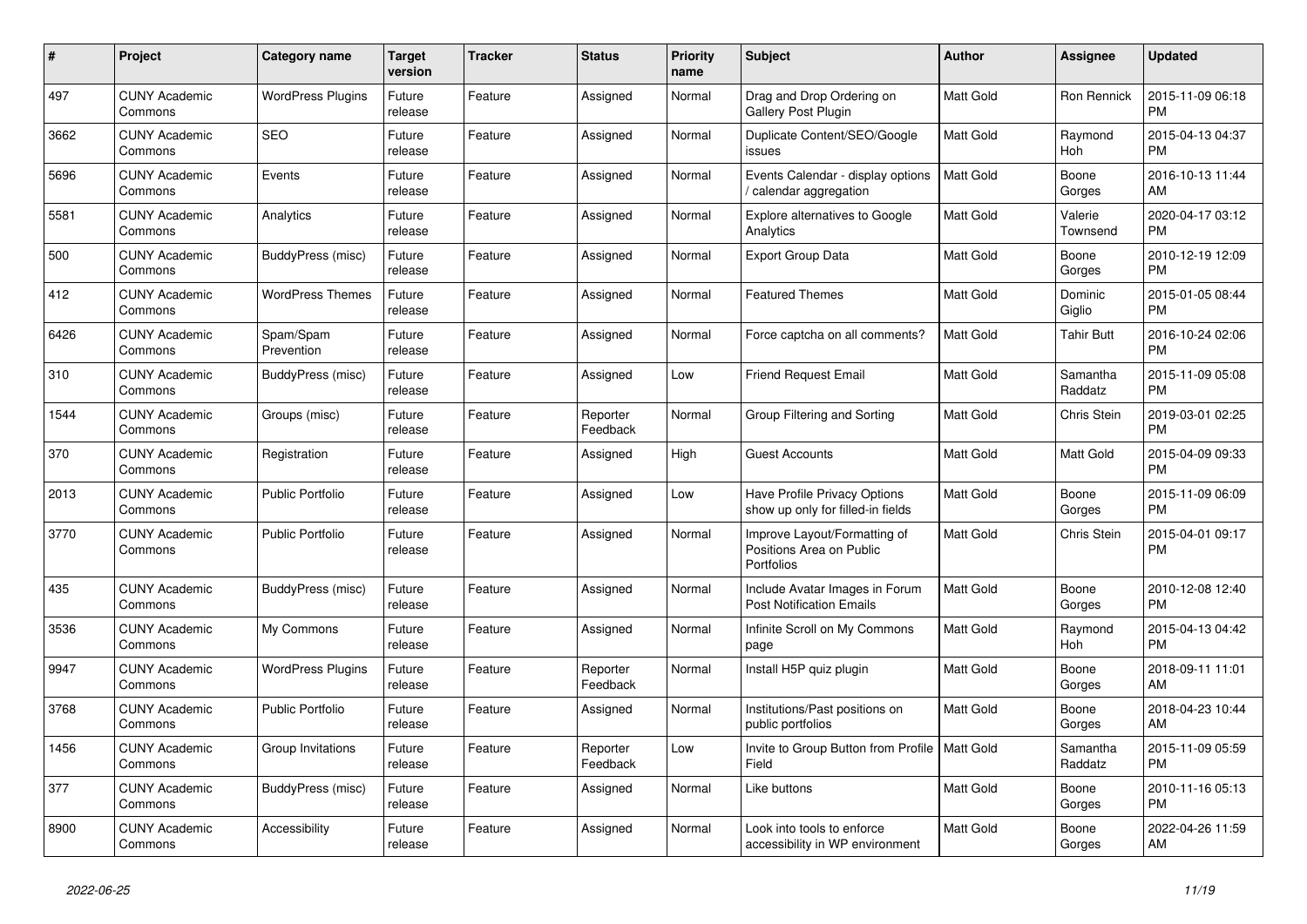| # | Project | Category name | Target version | Tracker | Status | Priority name | Subject | Author | Assignee | Updated |
|---|---|---|---|---|---|---|---|---|---|---|
| 497 | CUNY Academic Commons | WordPress Plugins | Future release | Feature | Assigned | Normal | Drag and Drop Ordering on Gallery Post Plugin | Matt Gold | Ron Rennick | 2015-11-09 06:18 PM |
| 3662 | CUNY Academic Commons | SEO | Future release | Feature | Assigned | Normal | Duplicate Content/SEO/Google issues | Matt Gold | Raymond Hoh | 2015-04-13 04:37 PM |
| 5696 | CUNY Academic Commons | Events | Future release | Feature | Assigned | Normal | Events Calendar - display options / calendar aggregation | Matt Gold | Boone Gorges | 2016-10-13 11:44 AM |
| 5581 | CUNY Academic Commons | Analytics | Future release | Feature | Assigned | Normal | Explore alternatives to Google Analytics | Matt Gold | Valerie Townsend | 2020-04-17 03:12 PM |
| 500 | CUNY Academic Commons | BuddyPress (misc) | Future release | Feature | Assigned | Normal | Export Group Data | Matt Gold | Boone Gorges | 2010-12-19 12:09 PM |
| 412 | CUNY Academic Commons | WordPress Themes | Future release | Feature | Assigned | Normal | Featured Themes | Matt Gold | Dominic Giglio | 2015-01-05 08:44 PM |
| 6426 | CUNY Academic Commons | Spam/Spam Prevention | Future release | Feature | Assigned | Normal | Force captcha on all comments? | Matt Gold | Tahir Butt | 2016-10-24 02:06 PM |
| 310 | CUNY Academic Commons | BuddyPress (misc) | Future release | Feature | Assigned | Low | Friend Request Email | Matt Gold | Samantha Raddatz | 2015-11-09 05:08 PM |
| 1544 | CUNY Academic Commons | Groups (misc) | Future release | Feature | Reporter Feedback | Normal | Group Filtering and Sorting | Matt Gold | Chris Stein | 2019-03-01 02:25 PM |
| 370 | CUNY Academic Commons | Registration | Future release | Feature | Assigned | High | Guest Accounts | Matt Gold | Matt Gold | 2015-04-09 09:33 PM |
| 2013 | CUNY Academic Commons | Public Portfolio | Future release | Feature | Assigned | Low | Have Profile Privacy Options show up only for filled-in fields | Matt Gold | Boone Gorges | 2015-11-09 06:09 PM |
| 3770 | CUNY Academic Commons | Public Portfolio | Future release | Feature | Assigned | Normal | Improve Layout/Formatting of Positions Area on Public Portfolios | Matt Gold | Chris Stein | 2015-04-01 09:17 PM |
| 435 | CUNY Academic Commons | BuddyPress (misc) | Future release | Feature | Assigned | Normal | Include Avatar Images in Forum Post Notification Emails | Matt Gold | Boone Gorges | 2010-12-08 12:40 PM |
| 3536 | CUNY Academic Commons | My Commons | Future release | Feature | Assigned | Normal | Infinite Scroll on My Commons page | Matt Gold | Raymond Hoh | 2015-04-13 04:42 PM |
| 9947 | CUNY Academic Commons | WordPress Plugins | Future release | Feature | Reporter Feedback | Normal | Install H5P quiz plugin | Matt Gold | Boone Gorges | 2018-09-11 11:01 AM |
| 3768 | CUNY Academic Commons | Public Portfolio | Future release | Feature | Assigned | Normal | Institutions/Past positions on public portfolios | Matt Gold | Boone Gorges | 2018-04-23 10:44 AM |
| 1456 | CUNY Academic Commons | Group Invitations | Future release | Feature | Reporter Feedback | Low | Invite to Group Button from Profile Field | Matt Gold | Samantha Raddatz | 2015-11-09 05:59 PM |
| 377 | CUNY Academic Commons | BuddyPress (misc) | Future release | Feature | Assigned | Normal | Like buttons | Matt Gold | Boone Gorges | 2010-11-16 05:13 PM |
| 8900 | CUNY Academic Commons | Accessibility | Future release | Feature | Assigned | Normal | Look into tools to enforce accessibility in WP environment | Matt Gold | Boone Gorges | 2022-04-26 11:59 AM |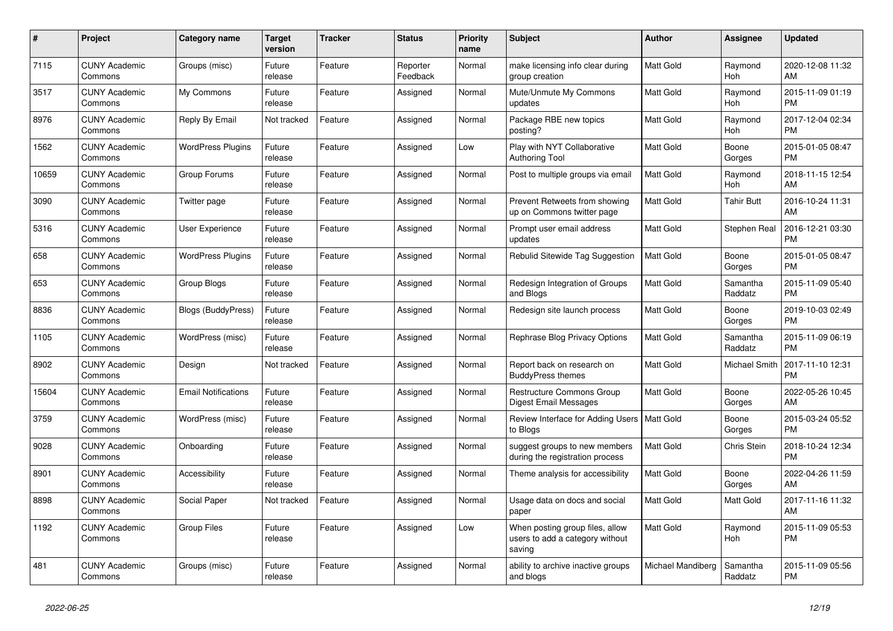| # | Project | Category name | Target version | Tracker | Status | Priority name | Subject | Author | Assignee | Updated |
|---|---|---|---|---|---|---|---|---|---|---|
| 7115 | CUNY Academic Commons | Groups (misc) | Future release | Feature | Reporter Feedback | Normal | make licensing info clear during group creation | Matt Gold | Raymond Hoh | 2020-12-08 11:32 AM |
| 3517 | CUNY Academic Commons | My Commons | Future release | Feature | Assigned | Normal | Mute/Unmute My Commons updates | Matt Gold | Raymond Hoh | 2015-11-09 01:19 PM |
| 8976 | CUNY Academic Commons | Reply By Email | Not tracked | Feature | Assigned | Normal | Package RBE new topics posting? | Matt Gold | Raymond Hoh | 2017-12-04 02:34 PM |
| 1562 | CUNY Academic Commons | WordPress Plugins | Future release | Feature | Assigned | Low | Play with NYT Collaborative Authoring Tool | Matt Gold | Boone Gorges | 2015-01-05 08:47 PM |
| 10659 | CUNY Academic Commons | Group Forums | Future release | Feature | Assigned | Normal | Post to multiple groups via email | Matt Gold | Raymond Hoh | 2018-11-15 12:54 AM |
| 3090 | CUNY Academic Commons | Twitter page | Future release | Feature | Assigned | Normal | Prevent Retweets from showing up on Commons twitter page | Matt Gold | Tahir Butt | 2016-10-24 11:31 AM |
| 5316 | CUNY Academic Commons | User Experience | Future release | Feature | Assigned | Normal | Prompt user email address updates | Matt Gold | Stephen Real | 2016-12-21 03:30 PM |
| 658 | CUNY Academic Commons | WordPress Plugins | Future release | Feature | Assigned | Normal | Rebulid Sitewide Tag Suggestion | Matt Gold | Boone Gorges | 2015-01-05 08:47 PM |
| 653 | CUNY Academic Commons | Group Blogs | Future release | Feature | Assigned | Normal | Redesign Integration of Groups and Blogs | Matt Gold | Samantha Raddatz | 2015-11-09 05:40 PM |
| 8836 | CUNY Academic Commons | Blogs (BuddyPress) | Future release | Feature | Assigned | Normal | Redesign site launch process | Matt Gold | Boone Gorges | 2019-10-03 02:49 PM |
| 1105 | CUNY Academic Commons | WordPress (misc) | Future release | Feature | Assigned | Normal | Rephrase Blog Privacy Options | Matt Gold | Samantha Raddatz | 2015-11-09 06:19 PM |
| 8902 | CUNY Academic Commons | Design | Not tracked | Feature | Assigned | Normal | Report back on research on BuddyPress themes | Matt Gold | Michael Smith | 2017-11-10 12:31 PM |
| 15604 | CUNY Academic Commons | Email Notifications | Future release | Feature | Assigned | Normal | Restructure Commons Group Digest Email Messages | Matt Gold | Boone Gorges | 2022-05-26 10:45 AM |
| 3759 | CUNY Academic Commons | WordPress (misc) | Future release | Feature | Assigned | Normal | Review Interface for Adding Users to Blogs | Matt Gold | Boone Gorges | 2015-03-24 05:52 PM |
| 9028 | CUNY Academic Commons | Onboarding | Future release | Feature | Assigned | Normal | suggest groups to new members during the registration process | Matt Gold | Chris Stein | 2018-10-24 12:34 PM |
| 8901 | CUNY Academic Commons | Accessibility | Future release | Feature | Assigned | Normal | Theme analysis for accessibility | Matt Gold | Boone Gorges | 2022-04-26 11:59 AM |
| 8898 | CUNY Academic Commons | Social Paper | Not tracked | Feature | Assigned | Normal | Usage data on docs and social paper | Matt Gold | Matt Gold | 2017-11-16 11:32 AM |
| 1192 | CUNY Academic Commons | Group Files | Future release | Feature | Assigned | Low | When posting group files, allow users to add a category without saving | Matt Gold | Raymond Hoh | 2015-11-09 05:53 PM |
| 481 | CUNY Academic Commons | Groups (misc) | Future release | Feature | Assigned | Normal | ability to archive inactive groups and blogs | Michael Mandiberg | Samantha Raddatz | 2015-11-09 05:56 PM |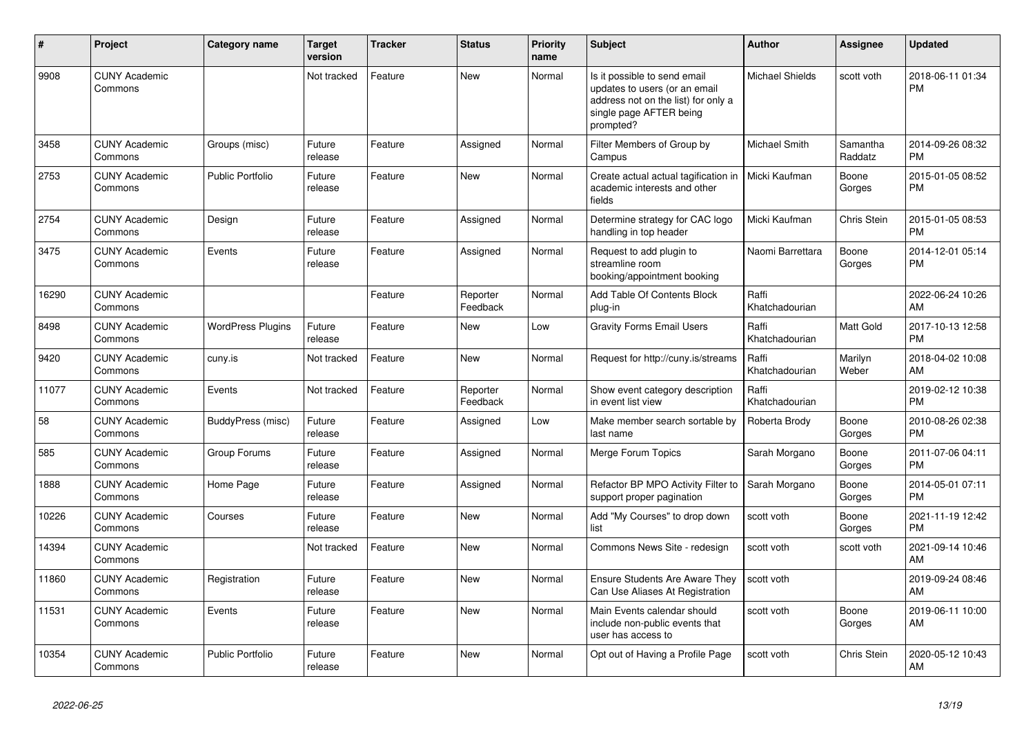| # | Project | Category name | Target version | Tracker | Status | Priority name | Subject | Author | Assignee | Updated |
|---|---|---|---|---|---|---|---|---|---|---|
| 9908 | CUNY Academic Commons | | Not tracked | Feature | New | Normal | Is it possible to send email updates to users (or an email address not on the list) for only a single page AFTER being prompted? | Michael Shields | scott voth | 2018-06-11 01:34 PM |
| 3458 | CUNY Academic Commons | Groups (misc) | Future release | Feature | Assigned | Normal | Filter Members of Group by Campus | Michael Smith | Samantha Raddatz | 2014-09-26 08:32 PM |
| 2753 | CUNY Academic Commons | Public Portfolio | Future release | Feature | New | Normal | Create actual actual tagification in academic interests and other fields | Micki Kaufman | Boone Gorges | 2015-01-05 08:52 PM |
| 2754 | CUNY Academic Commons | Design | Future release | Feature | Assigned | Normal | Determine strategy for CAC logo handling in top header | Micki Kaufman | Chris Stein | 2015-01-05 08:53 PM |
| 3475 | CUNY Academic Commons | Events | Future release | Feature | Assigned | Normal | Request to add plugin to streamline room booking/appointment booking | Naomi Barrettara | Boone Gorges | 2014-12-01 05:14 PM |
| 16290 | CUNY Academic Commons | | | Feature | Reporter Feedback | Normal | Add Table Of Contents Block plug-in | Raffi Khatchadourian | | 2022-06-24 10:26 AM |
| 8498 | CUNY Academic Commons | WordPress Plugins | Future release | Feature | New | Low | Gravity Forms Email Users | Raffi Khatchadourian | Matt Gold | 2017-10-13 12:58 PM |
| 9420 | CUNY Academic Commons | cuny.is | Not tracked | Feature | New | Normal | Request for http://cuny.is/streams | Raffi Khatchadourian | Marilyn Weber | 2018-04-02 10:08 AM |
| 11077 | CUNY Academic Commons | Events | Not tracked | Feature | Reporter Feedback | Normal | Show event category description in event list view | Raffi Khatchadourian | | 2019-02-12 10:38 PM |
| 58 | CUNY Academic Commons | BuddyPress (misc) | Future release | Feature | Assigned | Low | Make member search sortable by last name | Roberta Brody | Boone Gorges | 2010-08-26 02:38 PM |
| 585 | CUNY Academic Commons | Group Forums | Future release | Feature | Assigned | Normal | Merge Forum Topics | Sarah Morgano | Boone Gorges | 2011-07-06 04:11 PM |
| 1888 | CUNY Academic Commons | Home Page | Future release | Feature | Assigned | Normal | Refactor BP MPO Activity Filter to support proper pagination | Sarah Morgano | Boone Gorges | 2014-05-01 07:11 PM |
| 10226 | CUNY Academic Commons | Courses | Future release | Feature | New | Normal | Add "My Courses" to drop down list | scott voth | Boone Gorges | 2021-11-19 12:42 PM |
| 14394 | CUNY Academic Commons | | Not tracked | Feature | New | Normal | Commons News Site - redesign | scott voth | scott voth | 2021-09-14 10:46 AM |
| 11860 | CUNY Academic Commons | Registration | Future release | Feature | New | Normal | Ensure Students Are Aware They Can Use Aliases At Registration | scott voth | | 2019-09-24 08:46 AM |
| 11531 | CUNY Academic Commons | Events | Future release | Feature | New | Normal | Main Events calendar should include non-public events that user has access to | scott voth | Boone Gorges | 2019-06-11 10:00 AM |
| 10354 | CUNY Academic Commons | Public Portfolio | Future release | Feature | New | Normal | Opt out of Having a Profile Page | scott voth | Chris Stein | 2020-05-12 10:43 AM |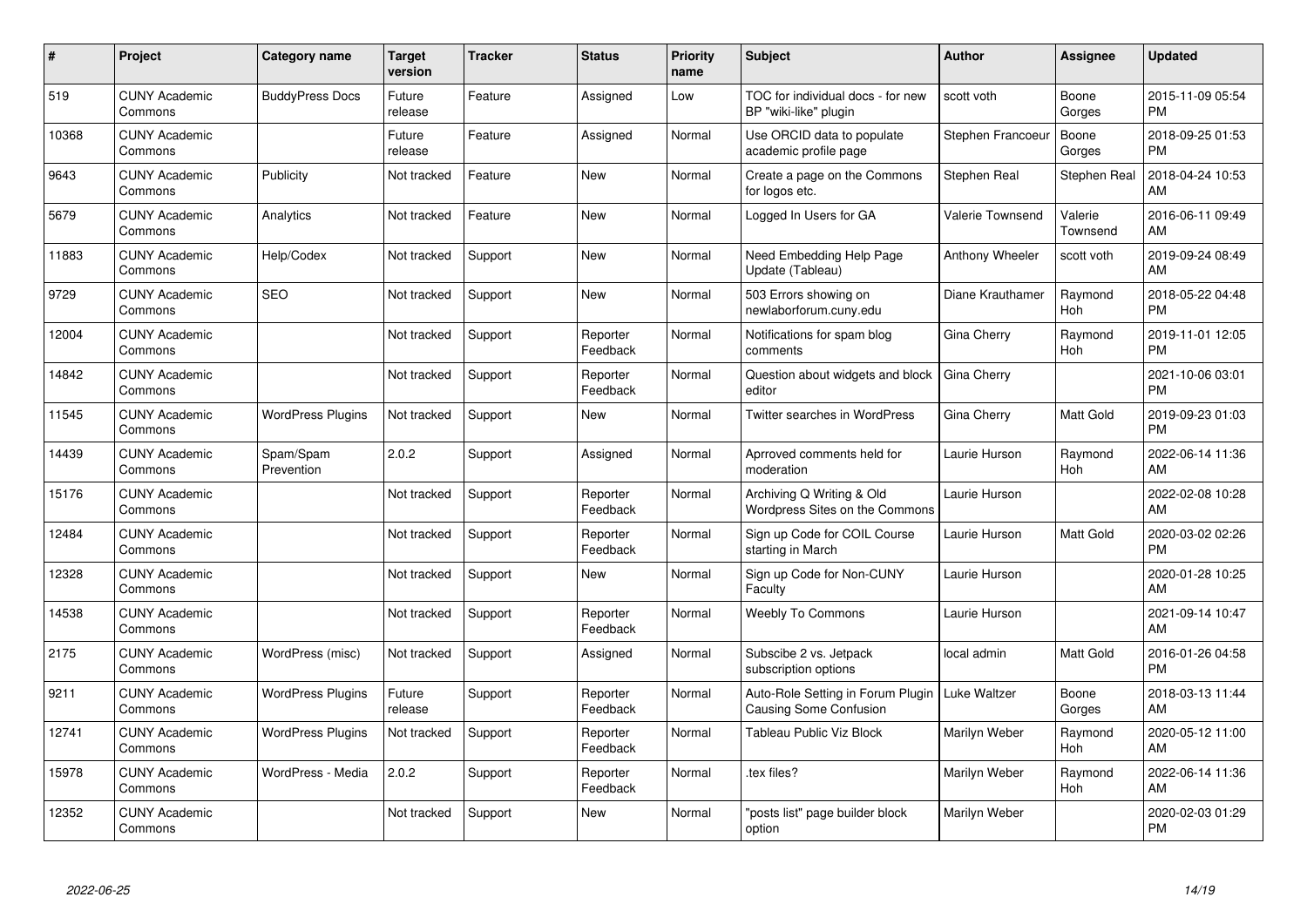| # | Project | Category name | Target version | Tracker | Status | Priority name | Subject | Author | Assignee | Updated |
|---|---|---|---|---|---|---|---|---|---|---|
| 519 | CUNY Academic Commons | BuddyPress Docs | Future release | Feature | Assigned | Low | TOC for individual docs - for new BP "wiki-like" plugin | scott voth | Boone Gorges | 2015-11-09 05:54 PM |
| 10368 | CUNY Academic Commons | | Future release | Feature | Assigned | Normal | Use ORCID data to populate academic profile page | Stephen Francoeur | Boone Gorges | 2018-09-25 01:53 PM |
| 9643 | CUNY Academic Commons | Publicity | Not tracked | Feature | New | Normal | Create a page on the Commons for logos etc. | Stephen Real | Stephen Real | 2018-04-24 10:53 AM |
| 5679 | CUNY Academic Commons | Analytics | Not tracked | Feature | New | Normal | Logged In Users for GA | Valerie Townsend | Valerie Townsend | 2016-06-11 09:49 AM |
| 11883 | CUNY Academic Commons | Help/Codex | Not tracked | Support | New | Normal | Need Embedding Help Page Update (Tableau) | Anthony Wheeler | scott voth | 2019-09-24 08:49 AM |
| 9729 | CUNY Academic Commons | SEO | Not tracked | Support | New | Normal | 503 Errors showing on newlaborforum.cuny.edu | Diane Krauthamer | Raymond Hoh | 2018-05-22 04:48 PM |
| 12004 | CUNY Academic Commons | | Not tracked | Support | Reporter Feedback | Normal | Notifications for spam blog comments | Gina Cherry | Raymond Hoh | 2019-11-01 12:05 PM |
| 14842 | CUNY Academic Commons | | Not tracked | Support | Reporter Feedback | Normal | Question about widgets and block editor | Gina Cherry | | 2021-10-06 03:01 PM |
| 11545 | CUNY Academic Commons | WordPress Plugins | Not tracked | Support | New | Normal | Twitter searches in WordPress | Gina Cherry | Matt Gold | 2019-09-23 01:03 PM |
| 14439 | CUNY Academic Commons | Spam/Spam Prevention | 2.0.2 | Support | Assigned | Normal | Aprroved comments held for moderation | Laurie Hurson | Raymond Hoh | 2022-06-14 11:36 AM |
| 15176 | CUNY Academic Commons | | Not tracked | Support | Reporter Feedback | Normal | Archiving Q Writing & Old Wordpress Sites on the Commons | Laurie Hurson | | 2022-02-08 10:28 AM |
| 12484 | CUNY Academic Commons | | Not tracked | Support | Reporter Feedback | Normal | Sign up Code for COIL Course starting in March | Laurie Hurson | Matt Gold | 2020-03-02 02:26 PM |
| 12328 | CUNY Academic Commons | | Not tracked | Support | New | Normal | Sign up Code for Non-CUNY Faculty | Laurie Hurson | | 2020-01-28 10:25 AM |
| 14538 | CUNY Academic Commons | | Not tracked | Support | Reporter Feedback | Normal | Weebly To Commons | Laurie Hurson | | 2021-09-14 10:47 AM |
| 2175 | CUNY Academic Commons | WordPress (misc) | Not tracked | Support | Assigned | Normal | Subscibe 2 vs. Jetpack subscription options | local admin | Matt Gold | 2016-01-26 04:58 PM |
| 9211 | CUNY Academic Commons | WordPress Plugins | Future release | Support | Reporter Feedback | Normal | Auto-Role Setting in Forum Plugin Causing Some Confusion | Luke Waltzer | Boone Gorges | 2018-03-13 11:44 AM |
| 12741 | CUNY Academic Commons | WordPress Plugins | Not tracked | Support | Reporter Feedback | Normal | Tableau Public Viz Block | Marilyn Weber | Raymond Hoh | 2020-05-12 11:00 AM |
| 15978 | CUNY Academic Commons | WordPress - Media | 2.0.2 | Support | Reporter Feedback | Normal | .tex files? | Marilyn Weber | Raymond Hoh | 2022-06-14 11:36 AM |
| 12352 | CUNY Academic Commons | | Not tracked | Support | New | Normal | "posts list" page builder block option | Marilyn Weber | | 2020-02-03 01:29 PM |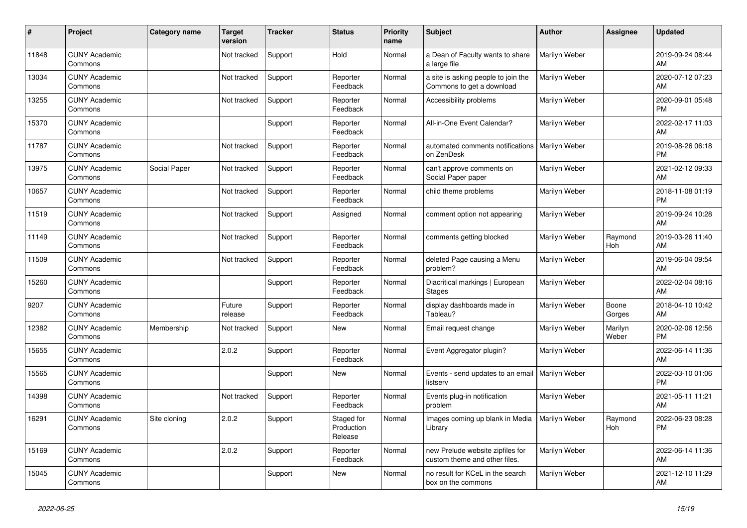| # | Project | Category name | Target version | Tracker | Status | Priority name | Subject | Author | Assignee | Updated |
|---|---|---|---|---|---|---|---|---|---|---|
| 11848 | CUNY Academic Commons | | Not tracked | Support | Hold | Normal | a Dean of Faculty wants to share a large file | Marilyn Weber | | 2019-09-24 08:44 AM |
| 13034 | CUNY Academic Commons | | Not tracked | Support | Reporter Feedback | Normal | a site is asking people to join the Commons to get a download | Marilyn Weber | | 2020-07-12 07:23 AM |
| 13255 | CUNY Academic Commons | | Not tracked | Support | Reporter Feedback | Normal | Accessibility problems | Marilyn Weber | | 2020-09-01 05:48 PM |
| 15370 | CUNY Academic Commons | | | Support | Reporter Feedback | Normal | All-in-One Event Calendar? | Marilyn Weber | | 2022-02-17 11:03 AM |
| 11787 | CUNY Academic Commons | | Not tracked | Support | Reporter Feedback | Normal | automated comments notifications on ZenDesk | Marilyn Weber | | 2019-08-26 06:18 PM |
| 13975 | CUNY Academic Commons | Social Paper | Not tracked | Support | Reporter Feedback | Normal | can't approve comments on Social Paper paper | Marilyn Weber | | 2021-02-12 09:33 AM |
| 10657 | CUNY Academic Commons | | Not tracked | Support | Reporter Feedback | Normal | child theme problems | Marilyn Weber | | 2018-11-08 01:19 PM |
| 11519 | CUNY Academic Commons | | Not tracked | Support | Assigned | Normal | comment option not appearing | Marilyn Weber | | 2019-09-24 10:28 AM |
| 11149 | CUNY Academic Commons | | Not tracked | Support | Reporter Feedback | Normal | comments getting blocked | Marilyn Weber | Raymond Hoh | 2019-03-26 11:40 AM |
| 11509 | CUNY Academic Commons | | Not tracked | Support | Reporter Feedback | Normal | deleted Page causing a Menu problem? | Marilyn Weber | | 2019-06-04 09:54 AM |
| 15260 | CUNY Academic Commons | | | Support | Reporter Feedback | Normal | Diacritical markings \| European Stages | Marilyn Weber | | 2022-02-04 08:16 AM |
| 9207 | CUNY Academic Commons | | Future release | Support | Reporter Feedback | Normal | display dashboards made in Tableau? | Marilyn Weber | Boone Gorges | 2018-04-10 10:42 AM |
| 12382 | CUNY Academic Commons | Membership | Not tracked | Support | New | Normal | Email request change | Marilyn Weber | Marilyn Weber | 2020-02-06 12:56 PM |
| 15655 | CUNY Academic Commons | | 2.0.2 | Support | Reporter Feedback | Normal | Event Aggregator plugin? | Marilyn Weber | | 2022-06-14 11:36 AM |
| 15565 | CUNY Academic Commons | | | Support | New | Normal | Events - send updates to an email listserv | Marilyn Weber | | 2022-03-10 01:06 PM |
| 14398 | CUNY Academic Commons | | Not tracked | Support | Reporter Feedback | Normal | Events plug-in notification problem | Marilyn Weber | | 2021-05-11 11:21 AM |
| 16291 | CUNY Academic Commons | Site cloning | 2.0.2 | Support | Staged for Production Release | Normal | Images coming up blank in Media Library | Marilyn Weber | Raymond Hoh | 2022-06-23 08:28 PM |
| 15169 | CUNY Academic Commons | | 2.0.2 | Support | Reporter Feedback | Normal | new Prelude website zipfiles for custom theme and other files. | Marilyn Weber | | 2022-06-14 11:36 AM |
| 15045 | CUNY Academic Commons | | | Support | New | Normal | no result for KCeL in the search box on the commons | Marilyn Weber | | 2021-12-10 11:29 AM |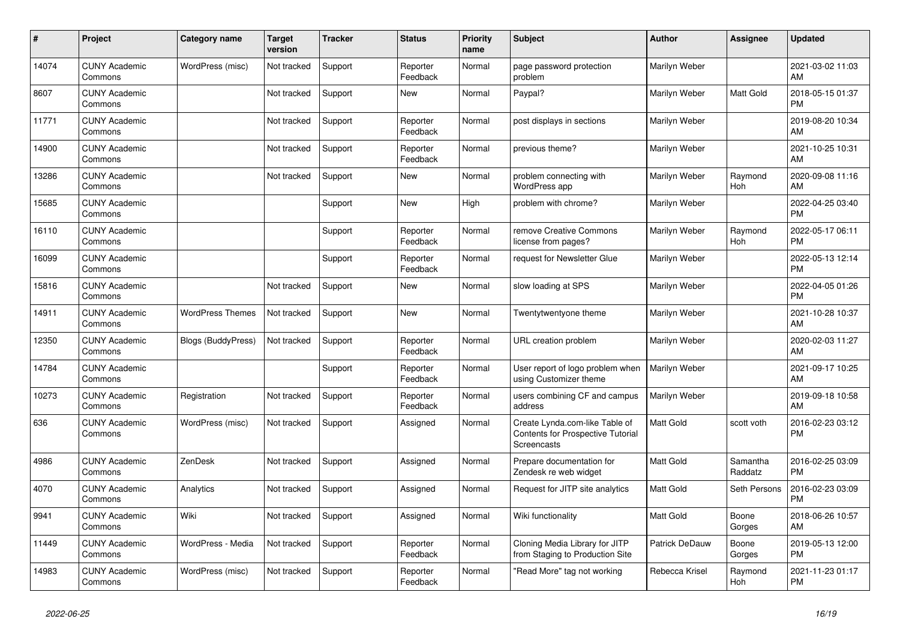| # | Project | Category name | Target version | Tracker | Status | Priority name | Subject | Author | Assignee | Updated |
|---|---|---|---|---|---|---|---|---|---|---|
| 14074 | CUNY Academic Commons | WordPress (misc) | Not tracked | Support | Reporter Feedback | Normal | page password protection problem | Marilyn Weber | | 2021-03-02 11:03 AM |
| 8607 | CUNY Academic Commons | | Not tracked | Support | New | Normal | Paypal? | Marilyn Weber | Matt Gold | 2018-05-15 01:37 PM |
| 11771 | CUNY Academic Commons | | Not tracked | Support | Reporter Feedback | Normal | post displays in sections | Marilyn Weber | | 2019-08-20 10:34 AM |
| 14900 | CUNY Academic Commons | | Not tracked | Support | Reporter Feedback | Normal | previous theme? | Marilyn Weber | | 2021-10-25 10:31 AM |
| 13286 | CUNY Academic Commons | | Not tracked | Support | New | Normal | problem connecting with WordPress app | Marilyn Weber | Raymond Hoh | 2020-09-08 11:16 AM |
| 15685 | CUNY Academic Commons | | | Support | New | High | problem with chrome? | Marilyn Weber | | 2022-04-25 03:40 PM |
| 16110 | CUNY Academic Commons | | | Support | Reporter Feedback | Normal | remove Creative Commons license from pages? | Marilyn Weber | Raymond Hoh | 2022-05-17 06:11 PM |
| 16099 | CUNY Academic Commons | | | Support | Reporter Feedback | Normal | request for Newsletter Glue | Marilyn Weber | | 2022-05-13 12:14 PM |
| 15816 | CUNY Academic Commons | | Not tracked | Support | New | Normal | slow loading at SPS | Marilyn Weber | | 2022-04-05 01:26 PM |
| 14911 | CUNY Academic Commons | WordPress Themes | Not tracked | Support | New | Normal | Twentytwentyone theme | Marilyn Weber | | 2021-10-28 10:37 AM |
| 12350 | CUNY Academic Commons | Blogs (BuddyPress) | Not tracked | Support | Reporter Feedback | Normal | URL creation problem | Marilyn Weber | | 2020-02-03 11:27 AM |
| 14784 | CUNY Academic Commons | | | Support | Reporter Feedback | Normal | User report of logo problem when using Customizer theme | Marilyn Weber | | 2021-09-17 10:25 AM |
| 10273 | CUNY Academic Commons | Registration | Not tracked | Support | Reporter Feedback | Normal | users combining CF and campus address | Marilyn Weber | | 2019-09-18 10:58 AM |
| 636 | CUNY Academic Commons | WordPress (misc) | Not tracked | Support | Assigned | Normal | Create Lynda.com-like Table of Contents for Prospective Tutorial Screencasts | Matt Gold | scott voth | 2016-02-23 03:12 PM |
| 4986 | CUNY Academic Commons | ZenDesk | Not tracked | Support | Assigned | Normal | Prepare documentation for Zendesk re web widget | Matt Gold | Samantha Raddatz | 2016-02-25 03:09 PM |
| 4070 | CUNY Academic Commons | Analytics | Not tracked | Support | Assigned | Normal | Request for JITP site analytics | Matt Gold | Seth Persons | 2016-02-23 03:09 PM |
| 9941 | CUNY Academic Commons | Wiki | Not tracked | Support | Assigned | Normal | Wiki functionality | Matt Gold | Boone Gorges | 2018-06-26 10:57 AM |
| 11449 | CUNY Academic Commons | WordPress - Media | Not tracked | Support | Reporter Feedback | Normal | Cloning Media Library for JITP from Staging to Production Site | Patrick DeDauw | Boone Gorges | 2019-05-13 12:00 PM |
| 14983 | CUNY Academic Commons | WordPress (misc) | Not tracked | Support | Reporter Feedback | Normal | "Read More" tag not working | Rebecca Krisel | Raymond Hoh | 2021-11-23 01:17 PM |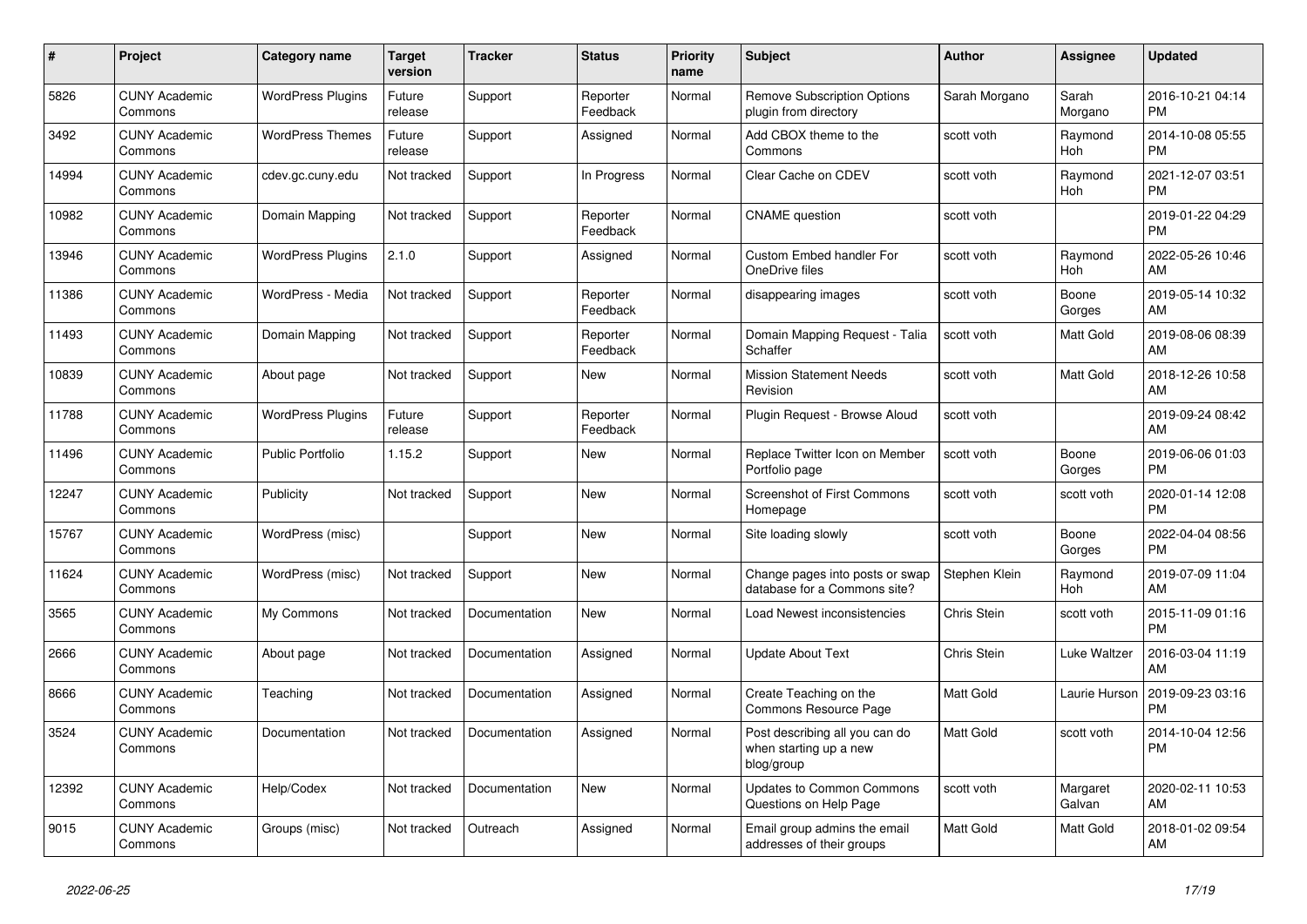| # | Project | Category name | Target version | Tracker | Status | Priority name | Subject | Author | Assignee | Updated |
|---|---|---|---|---|---|---|---|---|---|---|
| 5826 | CUNY Academic Commons | WordPress Plugins | Future release | Support | Reporter Feedback | Normal | Remove Subscription Options plugin from directory | Sarah Morgano | Sarah Morgano | 2016-10-21 04:14 PM |
| 3492 | CUNY Academic Commons | WordPress Themes | Future release | Support | Assigned | Normal | Add CBOX theme to the Commons | scott voth | Raymond Hoh | 2014-10-08 05:55 PM |
| 14994 | CUNY Academic Commons | cdev.gc.cuny.edu | Not tracked | Support | In Progress | Normal | Clear Cache on CDEV | scott voth | Raymond Hoh | 2021-12-07 03:51 PM |
| 10982 | CUNY Academic Commons | Domain Mapping | Not tracked | Support | Reporter Feedback | Normal | CNAME question | scott voth | | 2019-01-22 04:29 PM |
| 13946 | CUNY Academic Commons | WordPress Plugins | 2.1.0 | Support | Assigned | Normal | Custom Embed handler For OneDrive files | scott voth | Raymond Hoh | 2022-05-26 10:46 AM |
| 11386 | CUNY Academic Commons | WordPress - Media | Not tracked | Support | Reporter Feedback | Normal | disappearing images | scott voth | Boone Gorges | 2019-05-14 10:32 AM |
| 11493 | CUNY Academic Commons | Domain Mapping | Not tracked | Support | Reporter Feedback | Normal | Domain Mapping Request - Talia Schaffer | scott voth | Matt Gold | 2019-08-06 08:39 AM |
| 10839 | CUNY Academic Commons | About page | Not tracked | Support | New | Normal | Mission Statement Needs Revision | scott voth | Matt Gold | 2018-12-26 10:58 AM |
| 11788 | CUNY Academic Commons | WordPress Plugins | Future release | Support | Reporter Feedback | Normal | Plugin Request - Browse Aloud | scott voth | | 2019-09-24 08:42 AM |
| 11496 | CUNY Academic Commons | Public Portfolio | 1.15.2 | Support | New | Normal | Replace Twitter Icon on Member Portfolio page | scott voth | Boone Gorges | 2019-06-06 01:03 PM |
| 12247 | CUNY Academic Commons | Publicity | Not tracked | Support | New | Normal | Screenshot of First Commons Homepage | scott voth | scott voth | 2020-01-14 12:08 PM |
| 15767 | CUNY Academic Commons | WordPress (misc) | | Support | New | Normal | Site loading slowly | scott voth | Boone Gorges | 2022-04-04 08:56 PM |
| 11624 | CUNY Academic Commons | WordPress (misc) | Not tracked | Support | New | Normal | Change pages into posts or swap database for a Commons site? | Stephen Klein | Raymond Hoh | 2019-07-09 11:04 AM |
| 3565 | CUNY Academic Commons | My Commons | Not tracked | Documentation | New | Normal | Load Newest inconsistencies | Chris Stein | scott voth | 2015-11-09 01:16 PM |
| 2666 | CUNY Academic Commons | About page | Not tracked | Documentation | Assigned | Normal | Update About Text | Chris Stein | Luke Waltzer | 2016-03-04 11:19 AM |
| 8666 | CUNY Academic Commons | Teaching | Not tracked | Documentation | Assigned | Normal | Create Teaching on the Commons Resource Page | Matt Gold | Laurie Hurson | 2019-09-23 03:16 PM |
| 3524 | CUNY Academic Commons | Documentation | Not tracked | Documentation | Assigned | Normal | Post describing all you can do when starting up a new blog/group | Matt Gold | scott voth | 2014-10-04 12:56 PM |
| 12392 | CUNY Academic Commons | Help/Codex | Not tracked | Documentation | New | Normal | Updates to Common Commons Questions on Help Page | scott voth | Margaret Galvan | 2020-02-11 10:53 AM |
| 9015 | CUNY Academic Commons | Groups (misc) | Not tracked | Outreach | Assigned | Normal | Email group admins the email addresses of their groups | Matt Gold | Matt Gold | 2018-01-02 09:54 AM |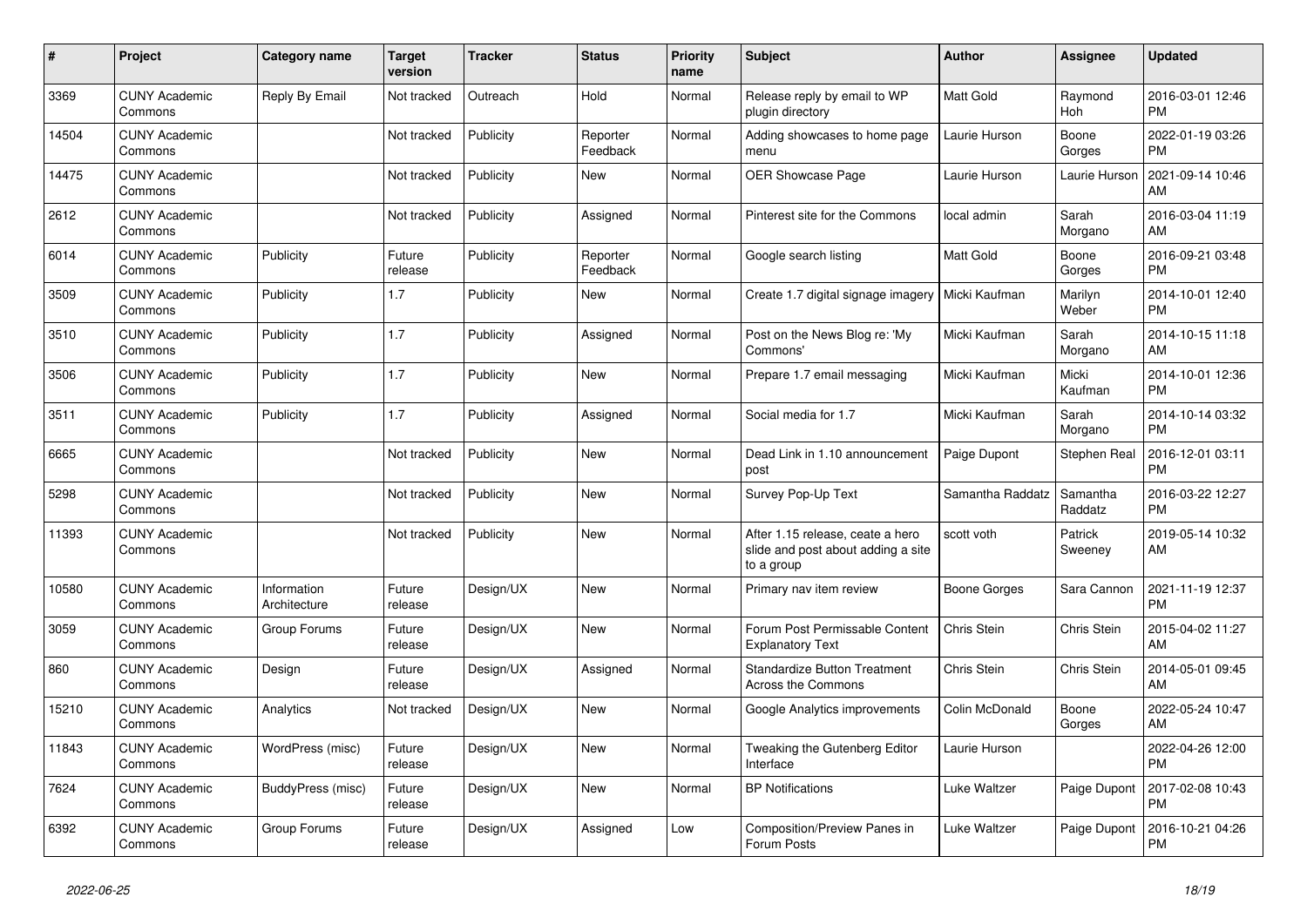| # | Project | Category name | Target version | Tracker | Status | Priority name | Subject | Author | Assignee | Updated |
|---|---|---|---|---|---|---|---|---|---|---|
| 3369 | CUNY Academic Commons | Reply By Email | Not tracked | Outreach | Hold | Normal | Release reply by email to WP plugin directory | Matt Gold | Raymond Hoh | 2016-03-01 12:46 PM |
| 14504 | CUNY Academic Commons | | Not tracked | Publicity | Reporter Feedback | Normal | Adding showcases to home page menu | Laurie Hurson | Boone Gorges | 2022-01-19 03:26 PM |
| 14475 | CUNY Academic Commons | | Not tracked | Publicity | New | Normal | OER Showcase Page | Laurie Hurson | Laurie Hurson | 2021-09-14 10:46 AM |
| 2612 | CUNY Academic Commons | | Not tracked | Publicity | Assigned | Normal | Pinterest site for the Commons | local admin | Sarah Morgano | 2016-03-04 11:19 AM |
| 6014 | CUNY Academic Commons | Publicity | Future release | Publicity | Reporter Feedback | Normal | Google search listing | Matt Gold | Boone Gorges | 2016-09-21 03:48 PM |
| 3509 | CUNY Academic Commons | Publicity | 1.7 | Publicity | New | Normal | Create 1.7 digital signage imagery | Micki Kaufman | Marilyn Weber | 2014-10-01 12:40 PM |
| 3510 | CUNY Academic Commons | Publicity | 1.7 | Publicity | Assigned | Normal | Post on the News Blog re: 'My Commons' | Micki Kaufman | Sarah Morgano | 2014-10-15 11:18 AM |
| 3506 | CUNY Academic Commons | Publicity | 1.7 | Publicity | New | Normal | Prepare 1.7 email messaging | Micki Kaufman | Micki Kaufman | 2014-10-01 12:36 PM |
| 3511 | CUNY Academic Commons | Publicity | 1.7 | Publicity | Assigned | Normal | Social media for 1.7 | Micki Kaufman | Sarah Morgano | 2014-10-14 03:32 PM |
| 6665 | CUNY Academic Commons | | Not tracked | Publicity | New | Normal | Dead Link in 1.10 announcement post | Paige Dupont | Stephen Real | 2016-12-01 03:11 PM |
| 5298 | CUNY Academic Commons | | Not tracked | Publicity | New | Normal | Survey Pop-Up Text | Samantha Raddatz | Samantha Raddatz | 2016-03-22 12:27 PM |
| 11393 | CUNY Academic Commons | | Not tracked | Publicity | New | Normal | After 1.15 release, ceate a hero slide and post about adding a site to a group | scott voth | Patrick Sweeney | 2019-05-14 10:32 AM |
| 10580 | CUNY Academic Commons | Information Architecture | Future release | Design/UX | New | Normal | Primary nav item review | Boone Gorges | Sara Cannon | 2021-11-19 12:37 PM |
| 3059 | CUNY Academic Commons | Group Forums | Future release | Design/UX | New | Normal | Forum Post Permissable Content Explanatory Text | Chris Stein | Chris Stein | 2015-04-02 11:27 AM |
| 860 | CUNY Academic Commons | Design | Future release | Design/UX | Assigned | Normal | Standardize Button Treatment Across the Commons | Chris Stein | Chris Stein | 2014-05-01 09:45 AM |
| 15210 | CUNY Academic Commons | Analytics | Not tracked | Design/UX | New | Normal | Google Analytics improvements | Colin McDonald | Boone Gorges | 2022-05-24 10:47 AM |
| 11843 | CUNY Academic Commons | WordPress (misc) | Future release | Design/UX | New | Normal | Tweaking the Gutenberg Editor Interface | Laurie Hurson | | 2022-04-26 12:00 PM |
| 7624 | CUNY Academic Commons | BuddyPress (misc) | Future release | Design/UX | New | Normal | BP Notifications | Luke Waltzer | Paige Dupont | 2017-02-08 10:43 PM |
| 6392 | CUNY Academic Commons | Group Forums | Future release | Design/UX | Assigned | Low | Composition/Preview Panes in Forum Posts | Luke Waltzer | Paige Dupont | 2016-10-21 04:26 PM |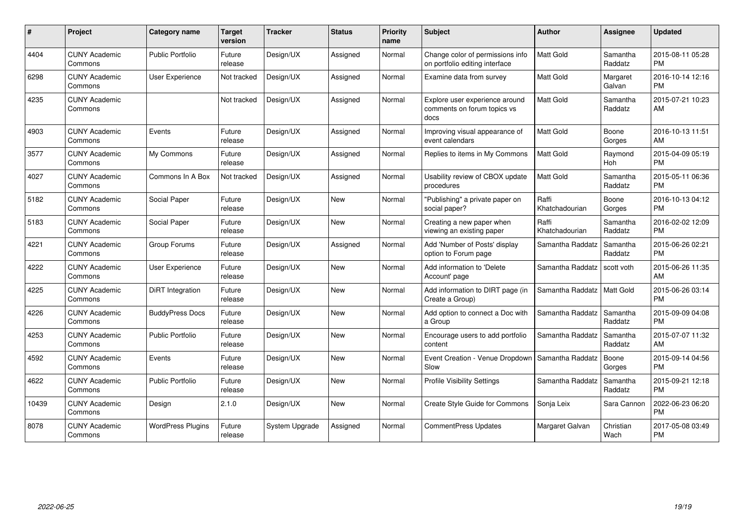| # | Project | Category name | Target version | Tracker | Status | Priority name | Subject | Author | Assignee | Updated |
|---|---|---|---|---|---|---|---|---|---|---|
| 4404 | CUNY Academic Commons | Public Portfolio | Future release | Design/UX | Assigned | Normal | Change color of permissions info on portfolio editing interface | Matt Gold | Samantha Raddatz | 2015-08-11 05:28 PM |
| 6298 | CUNY Academic Commons | User Experience | Not tracked | Design/UX | Assigned | Normal | Examine data from survey | Matt Gold | Margaret Galvan | 2016-10-14 12:16 PM |
| 4235 | CUNY Academic Commons | | Not tracked | Design/UX | Assigned | Normal | Explore user experience around comments on forum topics vs docs | Matt Gold | Samantha Raddatz | 2015-07-21 10:23 AM |
| 4903 | CUNY Academic Commons | Events | Future release | Design/UX | Assigned | Normal | Improving visual appearance of event calendars | Matt Gold | Boone Gorges | 2016-10-13 11:51 AM |
| 3577 | CUNY Academic Commons | My Commons | Future release | Design/UX | Assigned | Normal | Replies to items in My Commons | Matt Gold | Raymond Hoh | 2015-04-09 05:19 PM |
| 4027 | CUNY Academic Commons | Commons In A Box | Not tracked | Design/UX | Assigned | Normal | Usability review of CBOX update procedures | Matt Gold | Samantha Raddatz | 2015-05-11 06:36 PM |
| 5182 | CUNY Academic Commons | Social Paper | Future release | Design/UX | New | Normal | "Publishing" a private paper on social paper? | Raffi Khatchadourian | Boone Gorges | 2016-10-13 04:12 PM |
| 5183 | CUNY Academic Commons | Social Paper | Future release | Design/UX | New | Normal | Creating a new paper when viewing an existing paper | Raffi Khatchadourian | Samantha Raddatz | 2016-02-02 12:09 PM |
| 4221 | CUNY Academic Commons | Group Forums | Future release | Design/UX | Assigned | Normal | Add 'Number of Posts' display option to Forum page | Samantha Raddatz | Samantha Raddatz | 2015-06-26 02:21 PM |
| 4222 | CUNY Academic Commons | User Experience | Future release | Design/UX | New | Normal | Add information to 'Delete Account' page | Samantha Raddatz | scott voth | 2015-06-26 11:35 AM |
| 4225 | CUNY Academic Commons | DiRT Integration | Future release | Design/UX | New | Normal | Add information to DIRT page (in Create a Group) | Samantha Raddatz | Matt Gold | 2015-06-26 03:14 PM |
| 4226 | CUNY Academic Commons | BuddyPress Docs | Future release | Design/UX | New | Normal | Add option to connect a Doc with a Group | Samantha Raddatz | Samantha Raddatz | 2015-09-09 04:08 PM |
| 4253 | CUNY Academic Commons | Public Portfolio | Future release | Design/UX | New | Normal | Encourage users to add portfolio content | Samantha Raddatz | Samantha Raddatz | 2015-07-07 11:32 AM |
| 4592 | CUNY Academic Commons | Events | Future release | Design/UX | New | Normal | Event Creation - Venue Dropdown Slow | Samantha Raddatz | Boone Gorges | 2015-09-14 04:56 PM |
| 4622 | CUNY Academic Commons | Public Portfolio | Future release | Design/UX | New | Normal | Profile Visibility Settings | Samantha Raddatz | Samantha Raddatz | 2015-09-21 12:18 PM |
| 10439 | CUNY Academic Commons | Design | 2.1.0 | Design/UX | New | Normal | Create Style Guide for Commons | Sonja Leix | Sara Cannon | 2022-06-23 06:20 PM |
| 8078 | CUNY Academic Commons | WordPress Plugins | Future release | System Upgrade | Assigned | Normal | CommentPress Updates | Margaret Galvan | Christian Wach | 2017-05-08 03:49 PM |